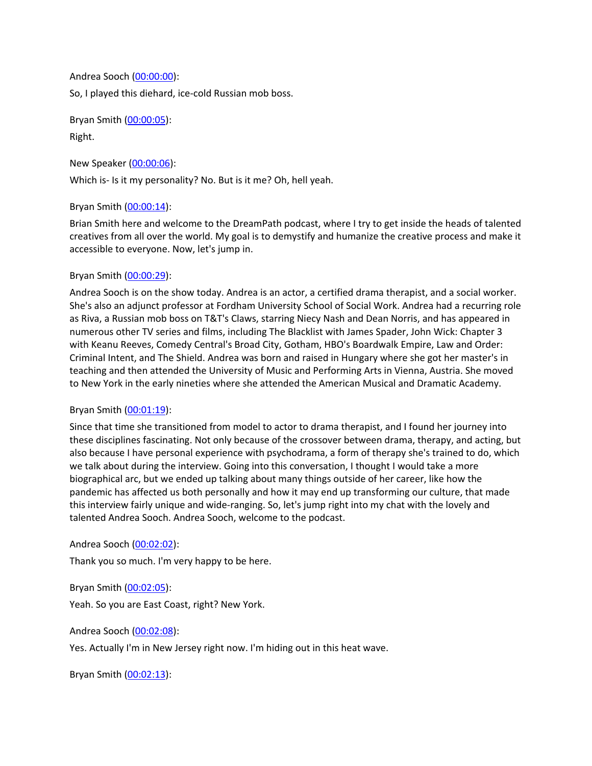Andrea Sooch ([00:00:00](#)):

So, I played this diehard, ice-cold Russian mob boss.

Bryan Smith ([00:00:05](#)):

Right.

New Speaker ([00:00:06](#)):

Which is- Is it my personality? No. But is it me? Oh, hell yeah.

Bryan Smith ([00:00:14](#)):

Brian Smith here and welcome to the DreamPath podcast, where I try to get inside the heads of talented creatives from all over the world. My goal is to demystify and humanize the creative process and make it accessible to everyone. Now, let's jump in.

Bryan Smith ([00:00:29](#)):

Andrea Sooch is on the show today. Andrea is an actor, a certified drama therapist, and a social worker. She's also an adjunct professor at Fordham University School of Social Work. Andrea had a recurring role as Riva, a Russian mob boss on T&T's Claws, starring Niecy Nash and Dean Norris, and has appeared in numerous other TV series and films, including The Blacklist with James Spader, John Wick: Chapter 3 with Keanu Reeves, Comedy Central's Broad City, Gotham, HBO's Boardwalk Empire, Law and Order: Criminal Intent, and The Shield. Andrea was born and raised in Hungary where she got her master's in teaching and then attended the University of Music and Performing Arts in Vienna, Austria. She moved to New York in the early nineties where she attended the American Musical and Dramatic Academy.

Bryan Smith ([00:01:19](#)):

Since that time she transitioned from model to actor to drama therapist, and I found her journey into these disciplines fascinating. Not only because of the crossover between drama, therapy, and acting, but also because I have personal experience with psychodrama, a form of therapy she's trained to do, which we talk about during the interview. Going into this conversation, I thought I would take a more biographical arc, but we ended up talking about many things outside of her career, like how the pandemic has affected us both personally and how it may end up transforming our culture, that made this interview fairly unique and wide-ranging. So, let's jump right into my chat with the lovely and talented Andrea Sooch. Andrea Sooch, welcome to the podcast.

Andrea Sooch ([00:02:02](#)):

Thank you so much. I'm very happy to be here.

Bryan Smith ([00:02:05](#)):

Yeah. So you are East Coast, right? New York.

Andrea Sooch ([00:02:08](#)):

Yes. Actually I'm in New Jersey right now. I'm hiding out in this heat wave.

Bryan Smith ([00:02:13](#)):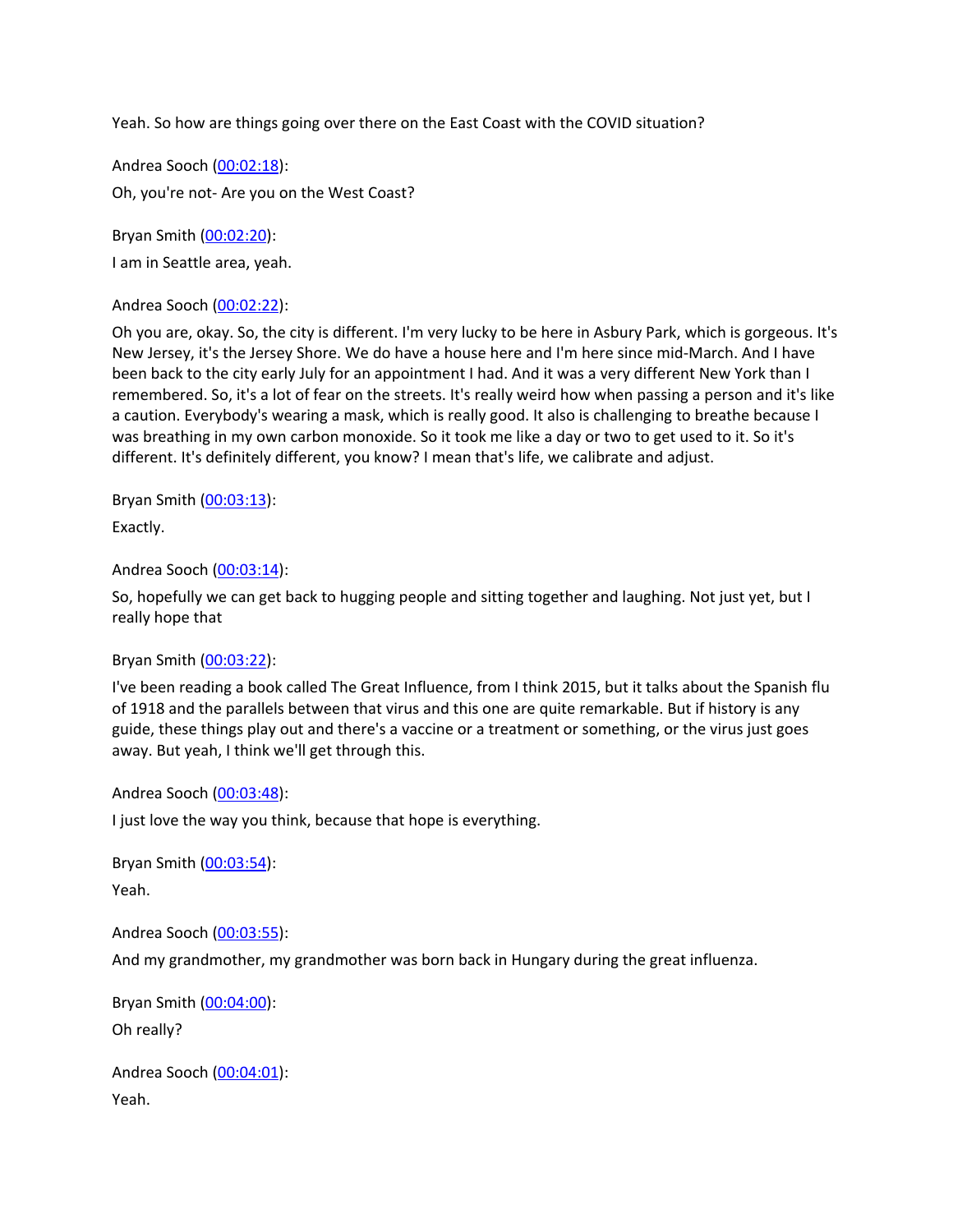Yeah. So how are things going over there on the East Coast with the COVID situation?

Andrea Sooch ([00:02:18](#)):

Oh, you're not- Are you on the West Coast?

Bryan Smith ([00:02:20](#)):

I am in Seattle area, yeah.

Andrea Sooch ([00:02:22](#)):

Oh you are, okay. So, the city is different. I'm very lucky to be here in Asbury Park, which is gorgeous. It's New Jersey, it's the Jersey Shore. We do have a house here and I'm here since mid-March. And I have been back to the city early July for an appointment I had. And it was a very different New York than I remembered. So, it's a lot of fear on the streets. It's really weird how when passing a person and it's like a caution. Everybody's wearing a mask, which is really good. It also is challenging to breathe because I was breathing in my own carbon monoxide. So it took me like a day or two to get used to it. So it's different. It's definitely different, you know? I mean that's life, we calibrate and adjust.

Bryan Smith ([00:03:13](#)):

Exactly.

Andrea Sooch ([00:03:14](#)):

So, hopefully we can get back to hugging people and sitting together and laughing. Not just yet, but I really hope that

Bryan Smith ([00:03:22](#)):

I've been reading a book called The Great Influence, from I think 2015, but it talks about the Spanish flu of 1918 and the parallels between that virus and this one are quite remarkable. But if history is any guide, these things play out and there's a vaccine or a treatment or something, or the virus just goes away. But yeah, I think we'll get through this.

Andrea Sooch ([00:03:48](#)):

I just love the way you think, because that hope is everything.

Bryan Smith ([00:03:54](#)):

Yeah.

Andrea Sooch ([00:03:55](#)):

And my grandmother, my grandmother was born back in Hungary during the great influenza.

Bryan Smith ([00:04:00](#)):

Oh really?

Andrea Sooch ([00:04:01](#)):

Yeah.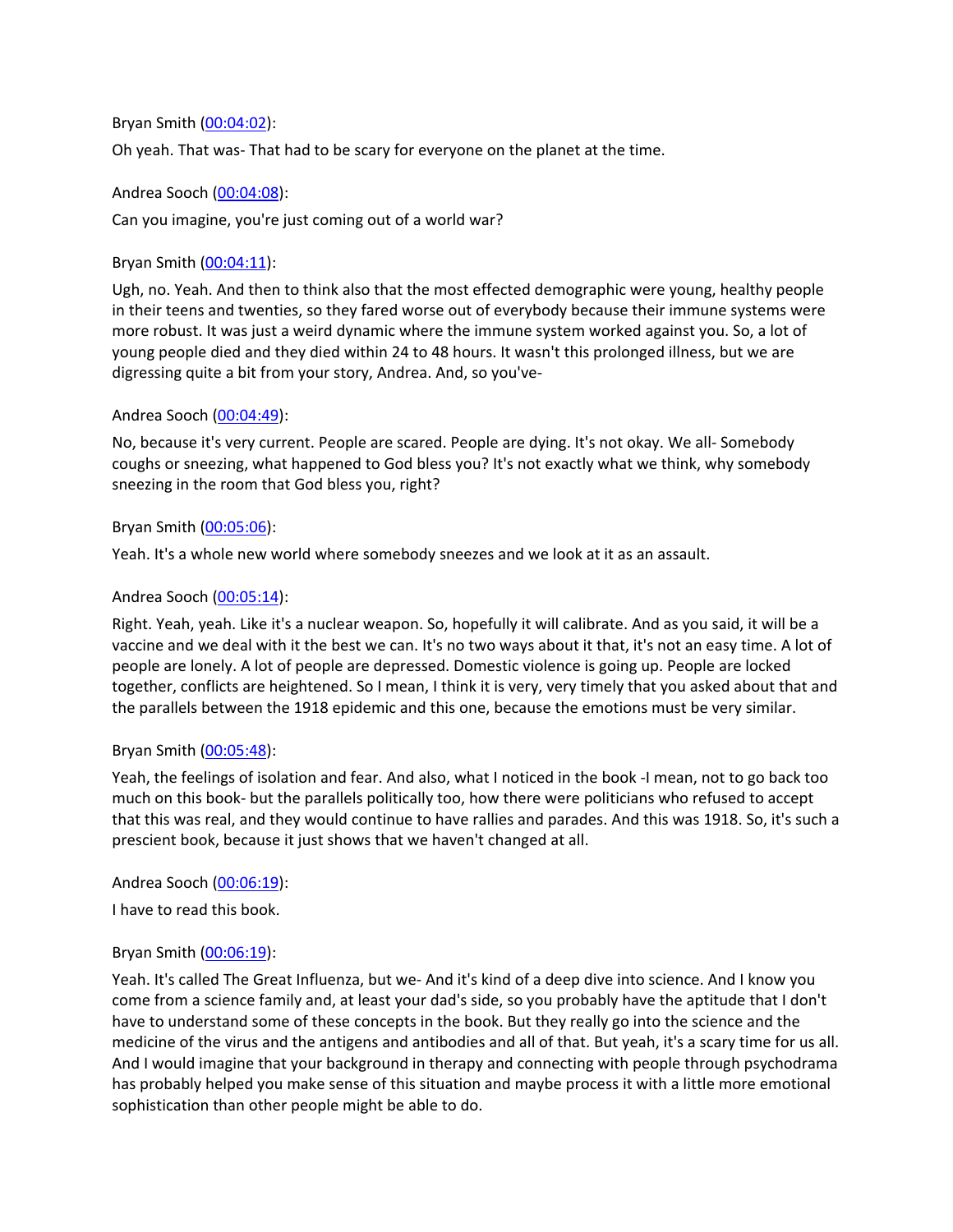Bryan Smith ([00:04:02]()):

Oh yeah. That was- That had to be scary for everyone on the planet at the time.

Andrea Sooch ([00:04:08]()):

Can you imagine, you're just coming out of a world war?

Bryan Smith ([00:04:11]()):

Ugh, no. Yeah. And then to think also that the most effected demographic were young, healthy people in their teens and twenties, so they fared worse out of everybody because their immune systems were more robust. It was just a weird dynamic where the immune system worked against you. So, a lot of young people died and they died within 24 to 48 hours. It wasn't this prolonged illness, but we are digressing quite a bit from your story, Andrea. And, so you've-

Andrea Sooch ([00:04:49]()):

No, because it's very current. People are scared. People are dying. It's not okay. We all- Somebody coughs or sneezing, what happened to God bless you? It's not exactly what we think, why somebody sneezing in the room that God bless you, right?

Bryan Smith ([00:05:06]()):

Yeah. It's a whole new world where somebody sneezes and we look at it as an assault.

Andrea Sooch ([00:05:14]()):

Right. Yeah, yeah. Like it's a nuclear weapon. So, hopefully it will calibrate. And as you said, it will be a vaccine and we deal with it the best we can. It's no two ways about it that, it's not an easy time. A lot of people are lonely. A lot of people are depressed. Domestic violence is going up. People are locked together, conflicts are heightened. So I mean, I think it is very, very timely that you asked about that and the parallels between the 1918 epidemic and this one, because the emotions must be very similar.

Bryan Smith ([00:05:48]()):

Yeah, the feelings of isolation and fear. And also, what I noticed in the book -I mean, not to go back too much on this book- but the parallels politically too, how there were politicians who refused to accept that this was real, and they would continue to have rallies and parades. And this was 1918. So, it's such a prescient book, because it just shows that we haven't changed at all.

Andrea Sooch ([00:06:19]()):

I have to read this book.

Bryan Smith ([00:06:19]()):

Yeah. It's called The Great Influenza, but we- And it's kind of a deep dive into science. And I know you come from a science family and, at least your dad's side, so you probably have the aptitude that I don't have to understand some of these concepts in the book. But they really go into the science and the medicine of the virus and the antigens and antibodies and all of that. But yeah, it's a scary time for us all. And I would imagine that your background in therapy and connecting with people through psychodrama has probably helped you make sense of this situation and maybe process it with a little more emotional sophistication than other people might be able to do.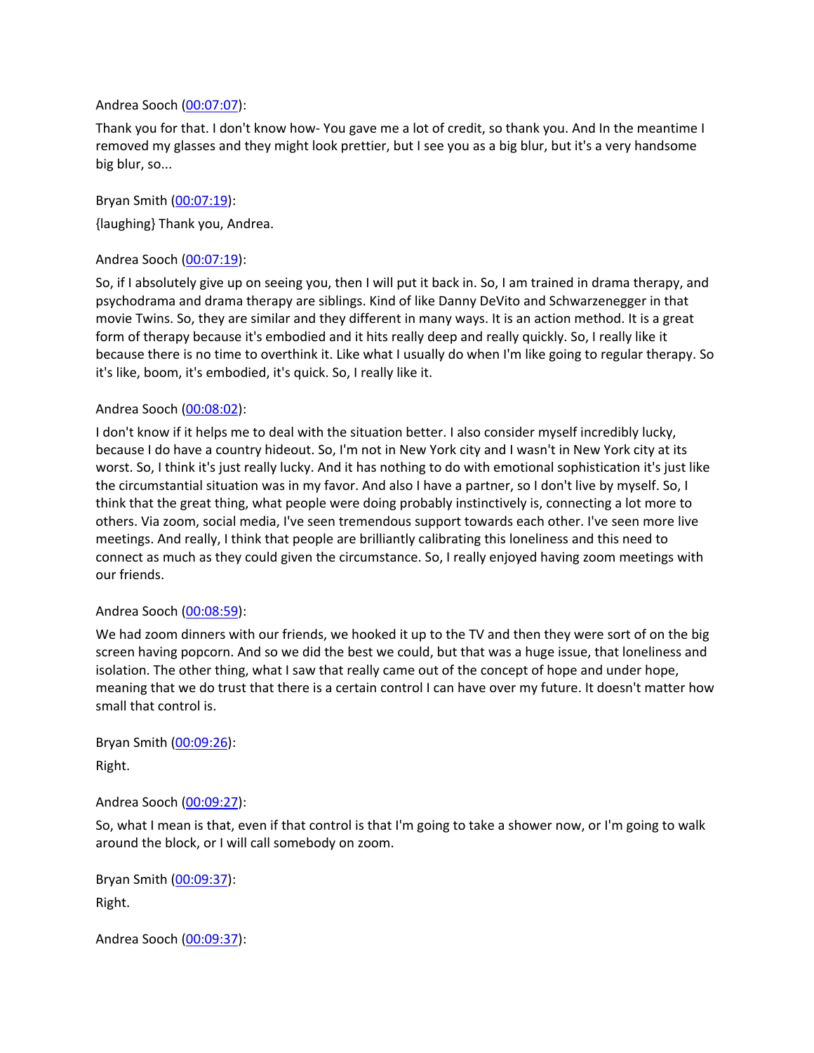Andrea Sooch ([00:07:07]()):

Thank you for that. I don't know how- You gave me a lot of credit, so thank you. And In the meantime I removed my glasses and they might look prettier, but I see you as a big blur, but it's a very handsome big blur, so...

Bryan Smith ([00:07:19]()):

{laughing} Thank you, Andrea.

Andrea Sooch ([00:07:19]()):

So, if I absolutely give up on seeing you, then I will put it back in. So, I am trained in drama therapy, and psychodrama and drama therapy are siblings. Kind of like Danny DeVito and Schwarzenegger in that movie Twins. So, they are similar and they different in many ways. It is an action method. It is a great form of therapy because it's embodied and it hits really deep and really quickly. So, I really like it because there is no time to overthink it. Like what I usually do when I'm like going to regular therapy. So it's like, boom, it's embodied, it's quick. So, I really like it.

Andrea Sooch ([00:08:02]()):

I don't know if it helps me to deal with the situation better. I also consider myself incredibly lucky, because I do have a country hideout. So, I'm not in New York city and I wasn't in New York city at its worst. So, I think it's just really lucky. And it has nothing to do with emotional sophistication it's just like the circumstantial situation was in my favor. And also I have a partner, so I don't live by myself. So, I think that the great thing, what people were doing probably instinctively is, connecting a lot more to others. Via zoom, social media, I've seen tremendous support towards each other. I've seen more live meetings. And really, I think that people are brilliantly calibrating this loneliness and this need to connect as much as they could given the circumstance. So, I really enjoyed having zoom meetings with our friends.

Andrea Sooch ([00:08:59]()):

We had zoom dinners with our friends, we hooked it up to the TV and then they were sort of on the big screen having popcorn. And so we did the best we could, but that was a huge issue, that loneliness and isolation. The other thing, what I saw that really came out of the concept of hope and under hope, meaning that we do trust that there is a certain control I can have over my future. It doesn't matter how small that control is.

Bryan Smith ([00:09:26]()):

Right.

Andrea Sooch ([00:09:27]()):

So, what I mean is that, even if that control is that I'm going to take a shower now, or I'm going to walk around the block, or I will call somebody on zoom.

Bryan Smith ([00:09:37]()):

Right.

Andrea Sooch ([00:09:37]()):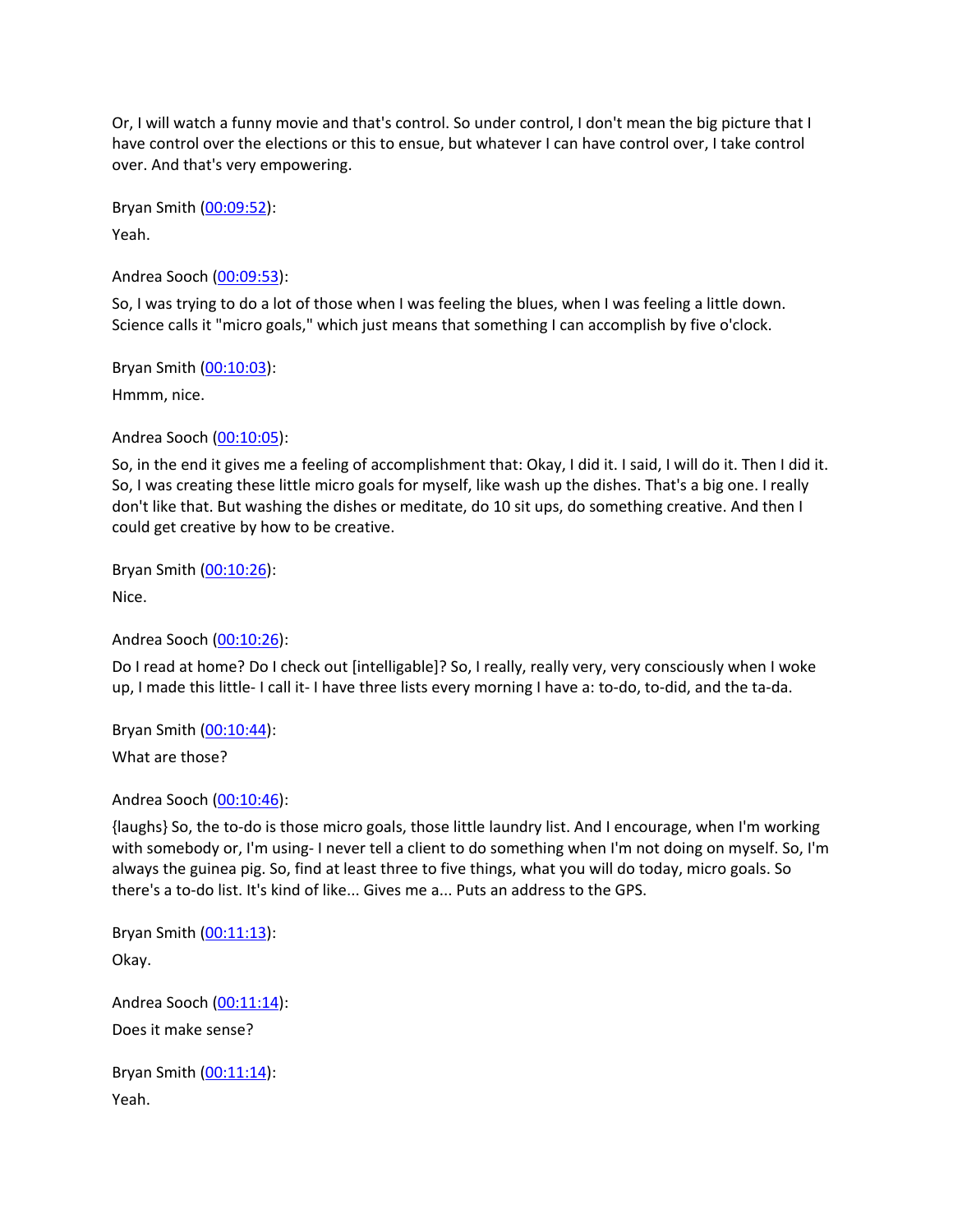Or, I will watch a funny movie and that's control. So under control, I don't mean the big picture that I have control over the elections or this to ensue, but whatever I can have control over, I take control over. And that's very empowering.

Bryan Smith (00:09:52):

Yeah.

Andrea Sooch (00:09:53):

So, I was trying to do a lot of those when I was feeling the blues, when I was feeling a little down. Science calls it "micro goals," which just means that something I can accomplish by five o'clock.

Bryan Smith (00:10:03):

Hmmm, nice.

Andrea Sooch (00:10:05):

So, in the end it gives me a feeling of accomplishment that: Okay, I did it. I said, I will do it. Then I did it. So, I was creating these little micro goals for myself, like wash up the dishes. That's a big one. I really don't like that. But washing the dishes or meditate, do 10 sit ups, do something creative. And then I could get creative by how to be creative.

Bryan Smith (00:10:26):

Nice.

Andrea Sooch (00:10:26):

Do I read at home? Do I check out [intelligable]? So, I really, really very, very consciously when I woke up, I made this little- I call it- I have three lists every morning I have a: to-do, to-did, and the ta-da.

Bryan Smith (00:10:44):

What are those?

Andrea Sooch (00:10:46):

{laughs} So, the to-do is those micro goals, those little laundry list. And I encourage, when I'm working with somebody or, I'm using- I never tell a client to do something when I'm not doing on myself. So, I'm always the guinea pig. So, find at least three to five things, what you will do today, micro goals. So there's a to-do list. It's kind of like... Gives me a... Puts an address to the GPS.

Bryan Smith (00:11:13):

Okay.

Andrea Sooch (00:11:14):

Does it make sense?

Bryan Smith (00:11:14):

Yeah.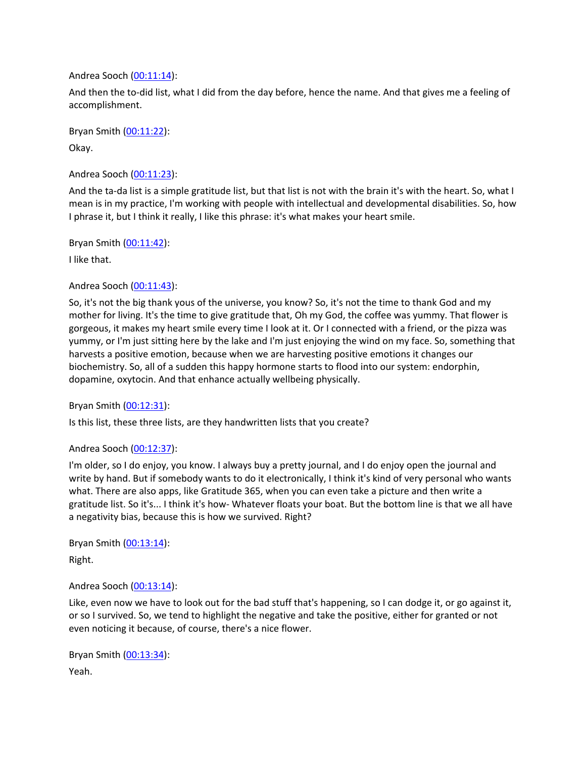Andrea Sooch (00:11:14):

And then the to-did list, what I did from the day before, hence the name. And that gives me a feeling of accomplishment.

Bryan Smith (00:11:22):

Okay.

Andrea Sooch (00:11:23):

And the ta-da list is a simple gratitude list, but that list is not with the brain it's with the heart. So, what I mean is in my practice, I'm working with people with intellectual and developmental disabilities. So, how I phrase it, but I think it really, I like this phrase: it's what makes your heart smile.

Bryan Smith (00:11:42):

I like that.

Andrea Sooch (00:11:43):

So, it's not the big thank yous of the universe, you know? So, it's not the time to thank God and my mother for living. It's the time to give gratitude that, Oh my God, the coffee was yummy. That flower is gorgeous, it makes my heart smile every time I look at it. Or I connected with a friend, or the pizza was yummy, or I'm just sitting here by the lake and I'm just enjoying the wind on my face. So, something that harvests a positive emotion, because when we are harvesting positive emotions it changes our biochemistry. So, all of a sudden this happy hormone starts to flood into our system: endorphin, dopamine, oxytocin. And that enhance actually wellbeing physically.

Bryan Smith (00:12:31):

Is this list, these three lists, are they handwritten lists that you create?

Andrea Sooch (00:12:37):

I'm older, so I do enjoy, you know. I always buy a pretty journal, and I do enjoy open the journal and write by hand. But if somebody wants to do it electronically, I think it's kind of very personal who wants what. There are also apps, like Gratitude 365, when you can even take a picture and then write a gratitude list. So it's... I think it's how- Whatever floats your boat. But the bottom line is that we all have a negativity bias, because this is how we survived. Right?

Bryan Smith (00:13:14):

Right.

Andrea Sooch (00:13:14):

Like, even now we have to look out for the bad stuff that's happening, so I can dodge it, or go against it, or so I survived. So, we tend to highlight the negative and take the positive, either for granted or not even noticing it because, of course, there's a nice flower.

Bryan Smith (00:13:34):

Yeah.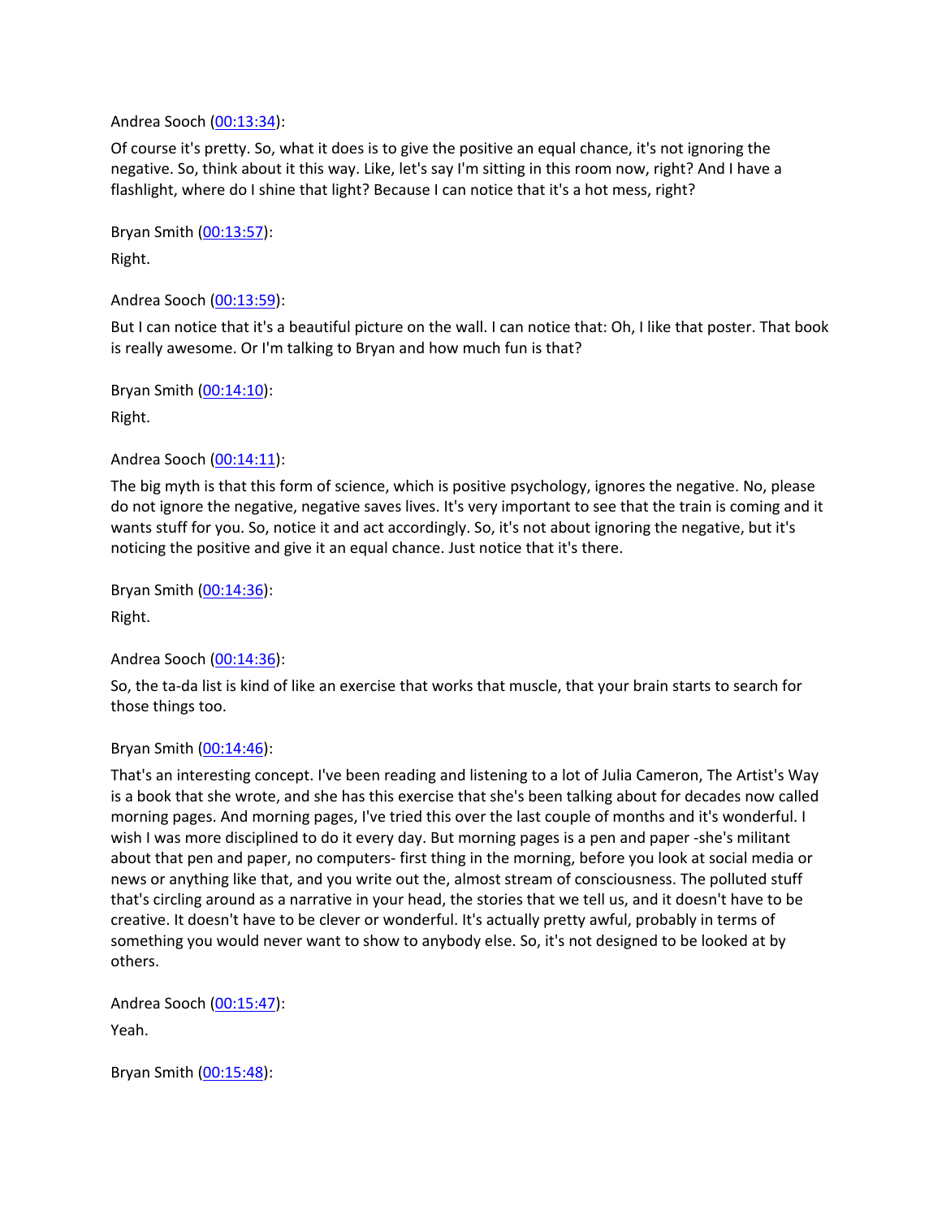Andrea Sooch ([00:13:34]()):

Of course it's pretty. So, what it does is to give the positive an equal chance, it's not ignoring the negative. So, think about it this way. Like, let's say I'm sitting in this room now, right? And I have a flashlight, where do I shine that light? Because I can notice that it's a hot mess, right?

Bryan Smith ([00:13:57]()):

Right.

Andrea Sooch ([00:13:59]()):

But I can notice that it's a beautiful picture on the wall. I can notice that: Oh, I like that poster. That book is really awesome. Or I'm talking to Bryan and how much fun is that?

Bryan Smith ([00:14:10]()):

Right.

Andrea Sooch ([00:14:11]()):

The big myth is that this form of science, which is positive psychology, ignores the negative. No, please do not ignore the negative, negative saves lives. It's very important to see that the train is coming and it wants stuff for you. So, notice it and act accordingly. So, it's not about ignoring the negative, but it's noticing the positive and give it an equal chance. Just notice that it's there.

Bryan Smith ([00:14:36]()):

Right.

Andrea Sooch ([00:14:36]()):

So, the ta-da list is kind of like an exercise that works that muscle, that your brain starts to search for those things too.

Bryan Smith ([00:14:46]()):

That's an interesting concept. I've been reading and listening to a lot of Julia Cameron, The Artist's Way is a book that she wrote, and she has this exercise that she's been talking about for decades now called morning pages. And morning pages, I've tried this over the last couple of months and it's wonderful. I wish I was more disciplined to do it every day. But morning pages is a pen and paper -she's militant about that pen and paper, no computers- first thing in the morning, before you look at social media or news or anything like that, and you write out the, almost stream of consciousness. The polluted stuff that's circling around as a narrative in your head, the stories that we tell us, and it doesn't have to be creative. It doesn't have to be clever or wonderful. It's actually pretty awful, probably in terms of something you would never want to show to anybody else. So, it's not designed to be looked at by others.

Andrea Sooch ([00:15:47]()):

Yeah.

Bryan Smith ([00:15:48]()):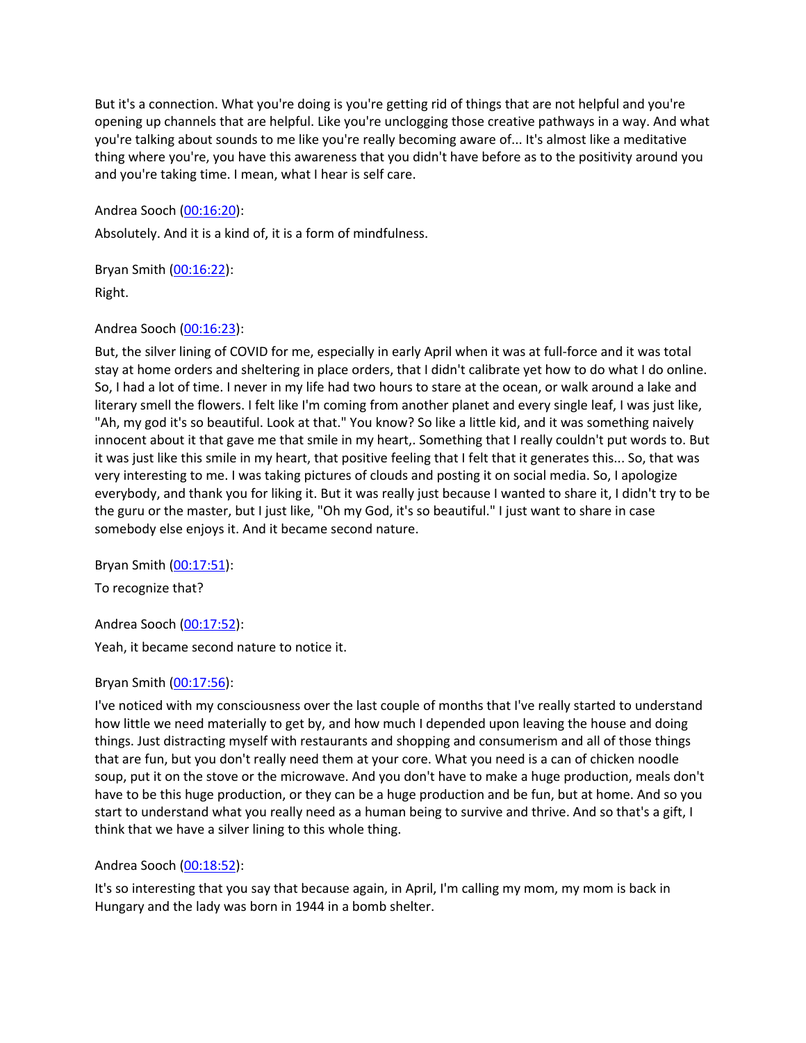But it's a connection. What you're doing is you're getting rid of things that are not helpful and you're opening up channels that are helpful. Like you're unclogging those creative pathways in a way. And what you're talking about sounds to me like you're really becoming aware of... It's almost like a meditative thing where you're, you have this awareness that you didn't have before as to the positivity around you and you're taking time. I mean, what I hear is self care.

Andrea Sooch ([00:16:20](00:16:20)):

Absolutely. And it is a kind of, it is a form of mindfulness.

Bryan Smith ([00:16:22](00:16:22)):

Right.

Andrea Sooch ([00:16:23](00:16:23)):

But, the silver lining of COVID for me, especially in early April when it was at full-force and it was total stay at home orders and sheltering in place orders, that I didn't calibrate yet how to do what I do online. So, I had a lot of time. I never in my life had two hours to stare at the ocean, or walk around a lake and literary smell the flowers. I felt like I'm coming from another planet and every single leaf, I was just like, "Ah, my god it's so beautiful. Look at that." You know? So like a little kid, and it was something naively innocent about it that gave me that smile in my heart,. Something that I really couldn't put words to. But it was just like this smile in my heart, that positive feeling that I felt that it generates this... So, that was very interesting to me. I was taking pictures of clouds and posting it on social media. So, I apologize everybody, and thank you for liking it. But it was really just because I wanted to share it, I didn't try to be the guru or the master, but I just like, "Oh my God, it's so beautiful." I just want to share in case somebody else enjoys it. And it became second nature.

Bryan Smith ([00:17:51](00:17:51)):

To recognize that?

Andrea Sooch ([00:17:52](00:17:52)):

Yeah, it became second nature to notice it.

Bryan Smith ([00:17:56](00:17:56)):

I've noticed with my consciousness over the last couple of months that I've really started to understand how little we need materially to get by, and how much I depended upon leaving the house and doing things. Just distracting myself with restaurants and shopping and consumerism and all of those things that are fun, but you don't really need them at your core. What you need is a can of chicken noodle soup, put it on the stove or the microwave. And you don't have to make a huge production, meals don't have to be this huge production, or they can be a huge production and be fun, but at home. And so you start to understand what you really need as a human being to survive and thrive. And so that's a gift, I think that we have a silver lining to this whole thing.

Andrea Sooch ([00:18:52](00:18:52)):

It's so interesting that you say that because again, in April, I'm calling my mom, my mom is back in Hungary and the lady was born in 1944 in a bomb shelter.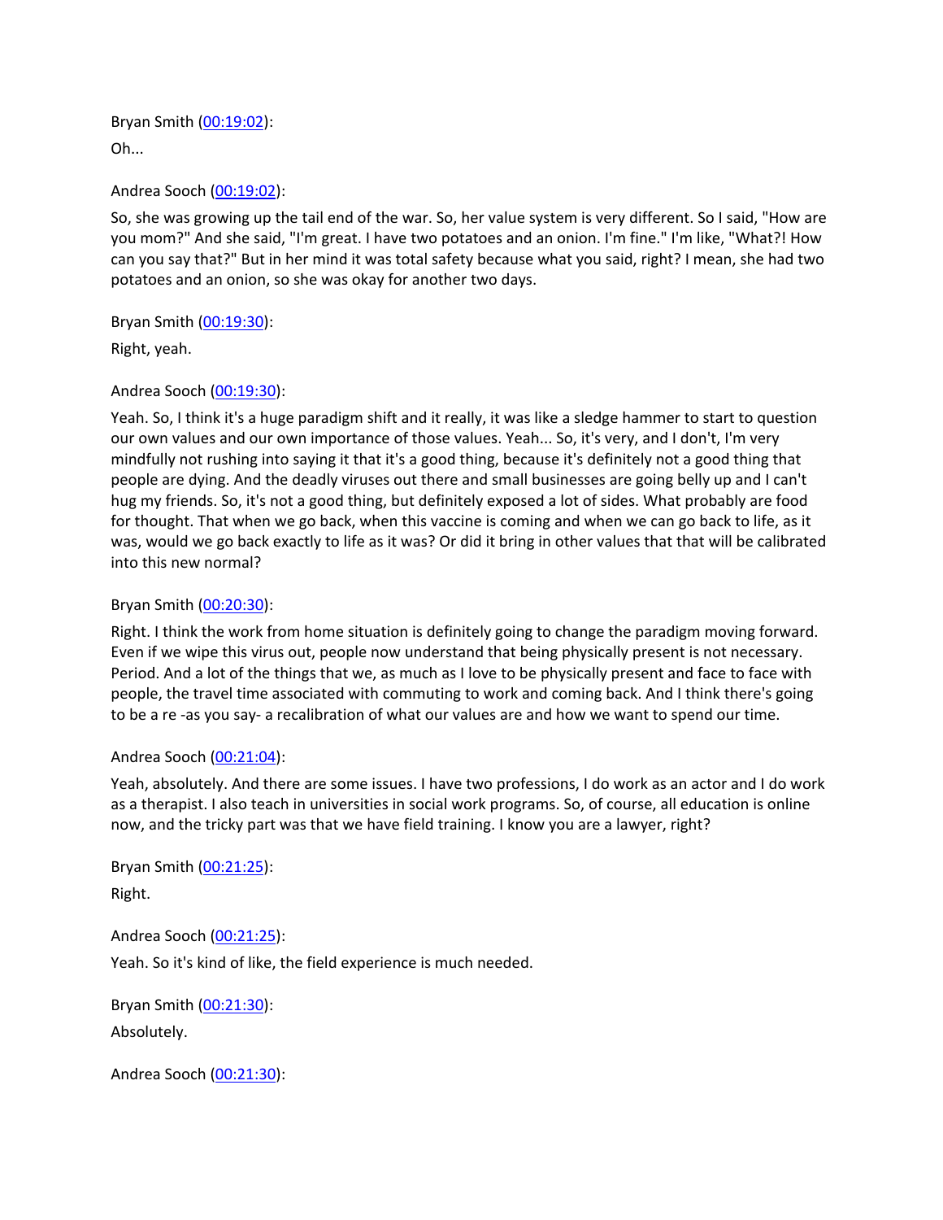Bryan Smith ([00:19:02]()):

Oh...

Andrea Sooch ([00:19:02]()):

So, she was growing up the tail end of the war. So, her value system is very different. So I said, "How are you mom?" And she said, "I'm great. I have two potatoes and an onion. I'm fine." I'm like, "What?! How can you say that?" But in her mind it was total safety because what you said, right? I mean, she had two potatoes and an onion, so she was okay for another two days.

Bryan Smith ([00:19:30]()):

Right, yeah.

Andrea Sooch ([00:19:30]()):

Yeah. So, I think it's a huge paradigm shift and it really, it was like a sledge hammer to start to question our own values and our own importance of those values. Yeah... So, it's very, and I don't, I'm very mindfully not rushing into saying it that it's a good thing, because it's definitely not a good thing that people are dying. And the deadly viruses out there and small businesses are going belly up and I can't hug my friends. So, it's not a good thing, but definitely exposed a lot of sides. What probably are food for thought. That when we go back, when this vaccine is coming and when we can go back to life, as it was, would we go back exactly to life as it was? Or did it bring in other values that that will be calibrated into this new normal?

Bryan Smith ([00:20:30]()):

Right. I think the work from home situation is definitely going to change the paradigm moving forward. Even if we wipe this virus out, people now understand that being physically present is not necessary. Period. And a lot of the things that we, as much as I love to be physically present and face to face with people, the travel time associated with commuting to work and coming back. And I think there's going to be a re -as you say- a recalibration of what our values are and how we want to spend our time.

Andrea Sooch ([00:21:04]()):

Yeah, absolutely. And there are some issues. I have two professions, I do work as an actor and I do work as a therapist. I also teach in universities in social work programs. So, of course, all education is online now, and the tricky part was that we have field training. I know you are a lawyer, right?

Bryan Smith ([00:21:25]()):

Right.

Andrea Sooch ([00:21:25]()):

Yeah. So it's kind of like, the field experience is much needed.

Bryan Smith ([00:21:30]()):

Absolutely.

Andrea Sooch ([00:21:30]()):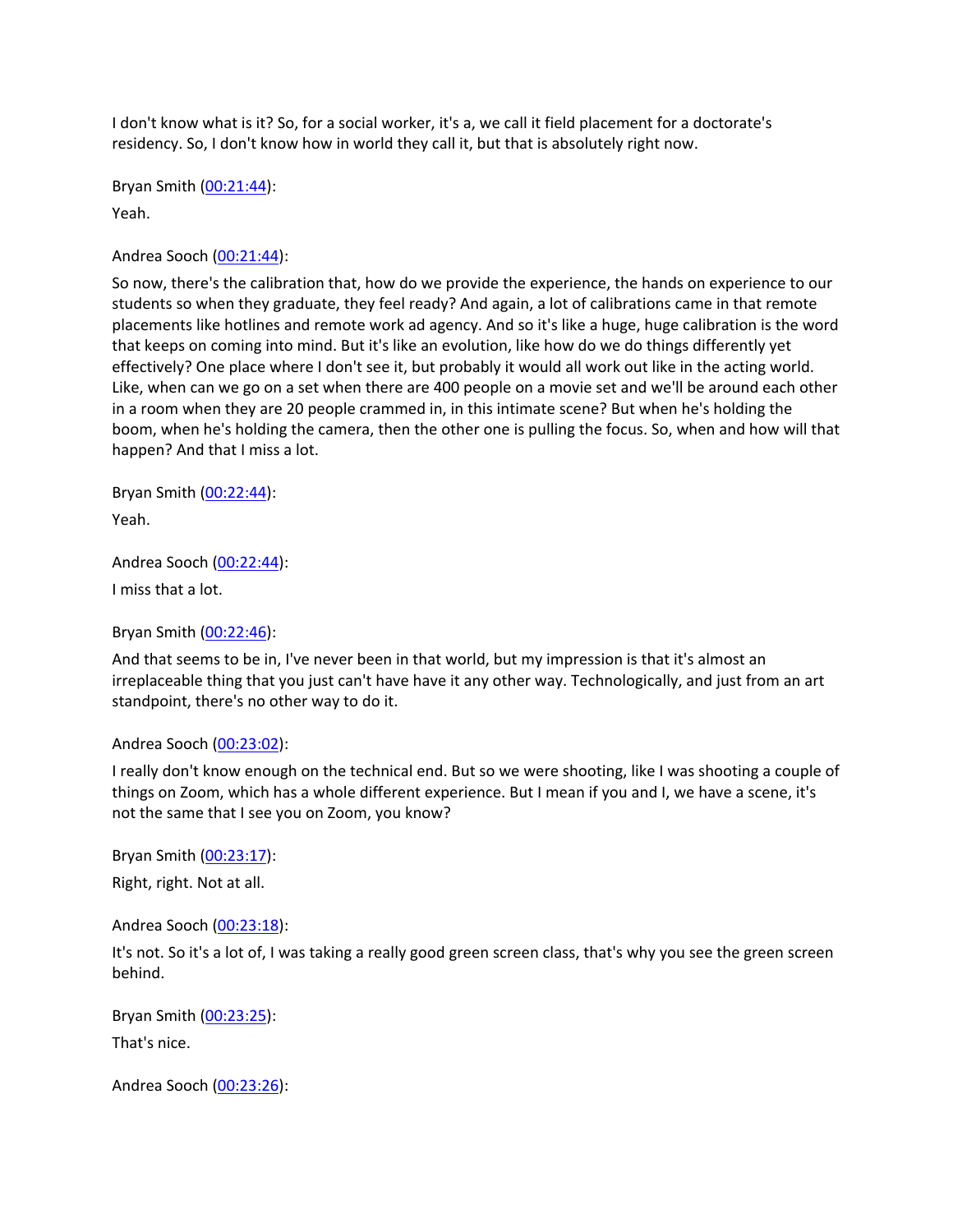I don't know what is it? So, for a social worker, it's a, we call it field placement for a doctorate's residency. So, I don't know how in world they call it, but that is absolutely right now.

Bryan Smith ([00:21:44]()):

Yeah.

Andrea Sooch ([00:21:44]()):

So now, there's the calibration that, how do we provide the experience, the hands on experience to our students so when they graduate, they feel ready? And again, a lot of calibrations came in that remote placements like hotlines and remote work ad agency. And so it's like a huge, huge calibration is the word that keeps on coming into mind. But it's like an evolution, like how do we do things differently yet effectively? One place where I don't see it, but probably it would all work out like in the acting world. Like, when can we go on a set when there are 400 people on a movie set and we'll be around each other in a room when they are 20 people crammed in, in this intimate scene? But when he's holding the boom, when he's holding the camera, then the other one is pulling the focus. So, when and how will that happen? And that I miss a lot.

Bryan Smith ([00:22:44]()):

Yeah.

Andrea Sooch ([00:22:44]()):

I miss that a lot.

Bryan Smith ([00:22:46]()):

And that seems to be in, I've never been in that world, but my impression is that it's almost an irreplaceable thing that you just can't have have it any other way. Technologically, and just from an art standpoint, there's no other way to do it.

Andrea Sooch ([00:23:02]()):

I really don't know enough on the technical end. But so we were shooting, like I was shooting a couple of things on Zoom, which has a whole different experience. But I mean if you and I, we have a scene, it's not the same that I see you on Zoom, you know?

Bryan Smith ([00:23:17]()):

Right, right. Not at all.

Andrea Sooch ([00:23:18]()):

It's not. So it's a lot of, I was taking a really good green screen class, that's why you see the green screen behind.

Bryan Smith ([00:23:25]()):

That's nice.

Andrea Sooch ([00:23:26]()):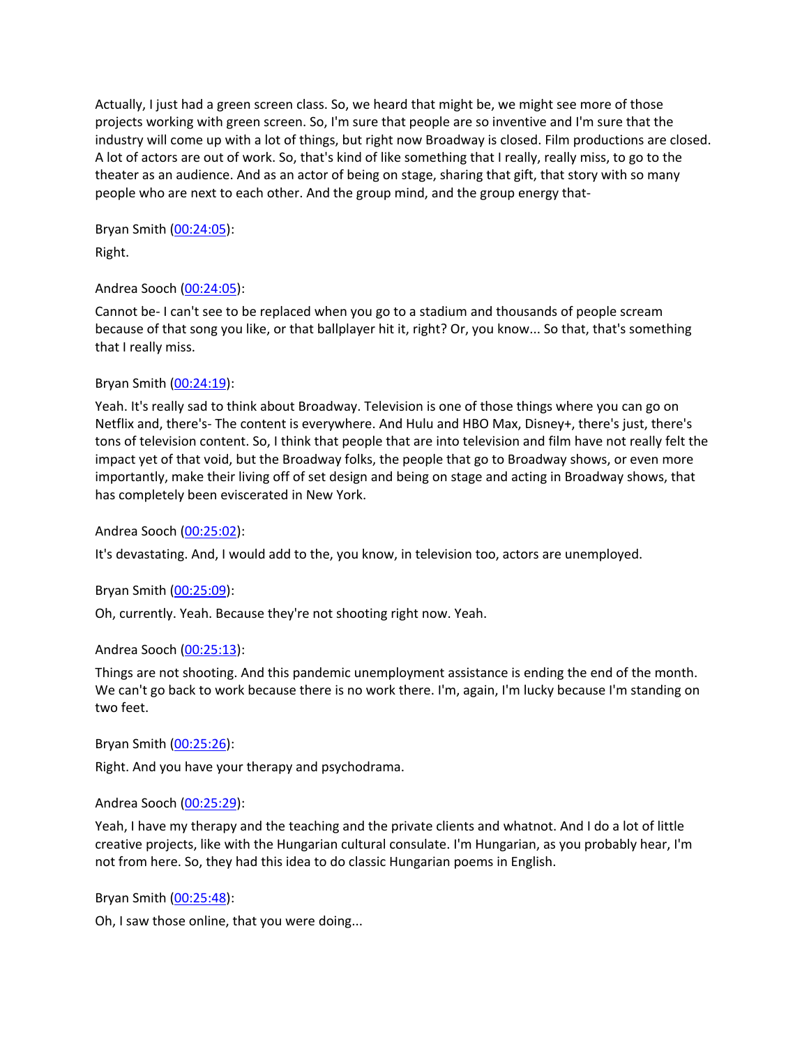Actually, I just had a green screen class. So, we heard that might be, we might see more of those projects working with green screen. So, I'm sure that people are so inventive and I'm sure that the industry will come up with a lot of things, but right now Broadway is closed. Film productions are closed. A lot of actors are out of work. So, that's kind of like something that I really, really miss, to go to the theater as an audience. And as an actor of being on stage, sharing that gift, that story with so many people who are next to each other. And the group mind, and the group energy that-

Bryan Smith ([00:24:05]()):

Right.

Andrea Sooch ([00:24:05]()):

Cannot be- I can't see to be replaced when you go to a stadium and thousands of people scream because of that song you like, or that ballplayer hit it, right? Or, you know... So that, that's something that I really miss.

Bryan Smith ([00:24:19]()):

Yeah. It's really sad to think about Broadway. Television is one of those things where you can go on Netflix and, there's- The content is everywhere. And Hulu and HBO Max, Disney+, there's just, there's tons of television content. So, I think that people that are into television and film have not really felt the impact yet of that void, but the Broadway folks, the people that go to Broadway shows, or even more importantly, make their living off of set design and being on stage and acting in Broadway shows, that has completely been eviscerated in New York.

Andrea Sooch ([00:25:02]()):

It's devastating. And, I would add to the, you know, in television too, actors are unemployed.

Bryan Smith ([00:25:09]()):

Oh, currently. Yeah. Because they're not shooting right now. Yeah.

Andrea Sooch ([00:25:13]()):

Things are not shooting. And this pandemic unemployment assistance is ending the end of the month. We can't go back to work because there is no work there. I'm, again, I'm lucky because I'm standing on two feet.

Bryan Smith ([00:25:26]()):

Right. And you have your therapy and psychodrama.

Andrea Sooch ([00:25:29]()):

Yeah, I have my therapy and the teaching and the private clients and whatnot. And I do a lot of little creative projects, like with the Hungarian cultural consulate. I'm Hungarian, as you probably hear, I'm not from here. So, they had this idea to do classic Hungarian poems in English.

Bryan Smith ([00:25:48]()):

Oh, I saw those online, that you were doing...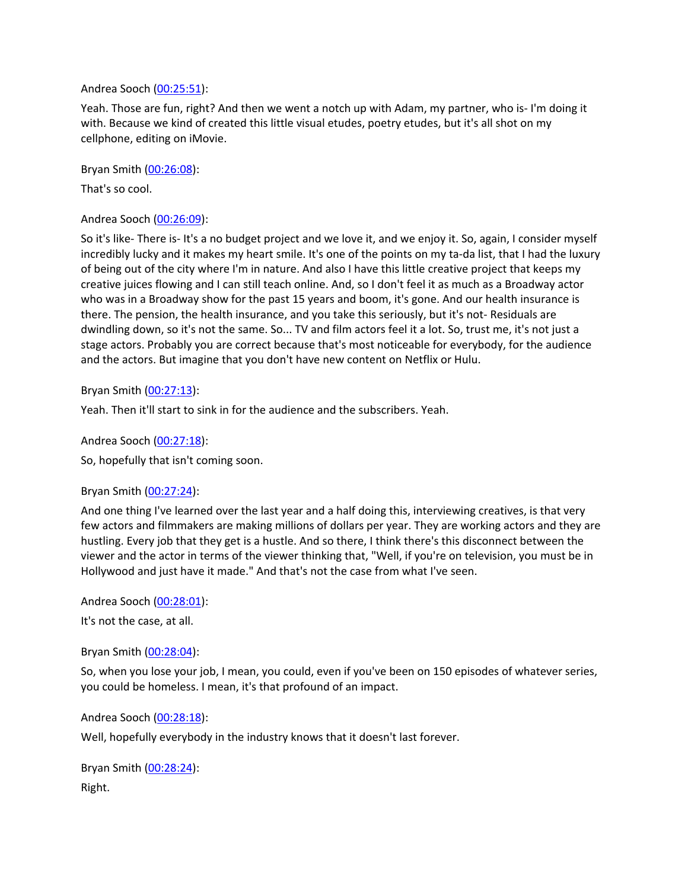Andrea Sooch ([00:25:51]()):

Yeah. Those are fun, right? And then we went a notch up with Adam, my partner, who is- I'm doing it with. Because we kind of created this little visual etudes, poetry etudes, but it's all shot on my cellphone, editing on iMovie.

Bryan Smith ([00:26:08]()):

That's so cool.

Andrea Sooch ([00:26:09]()):

So it's like- There is- It's a no budget project and we love it, and we enjoy it. So, again, I consider myself incredibly lucky and it makes my heart smile. It's one of the points on my ta-da list, that I had the luxury of being out of the city where I'm in nature. And also I have this little creative project that keeps my creative juices flowing and I can still teach online. And, so I don't feel it as much as a Broadway actor who was in a Broadway show for the past 15 years and boom, it's gone. And our health insurance is there. The pension, the health insurance, and you take this seriously, but it's not- Residuals are dwindling down, so it's not the same. So... TV and film actors feel it a lot. So, trust me, it's not just a stage actors. Probably you are correct because that's most noticeable for everybody, for the audience and the actors. But imagine that you don't have new content on Netflix or Hulu.

Bryan Smith ([00:27:13]()):

Yeah. Then it'll start to sink in for the audience and the subscribers. Yeah.

Andrea Sooch ([00:27:18]()):

So, hopefully that isn't coming soon.

Bryan Smith ([00:27:24]()):

And one thing I've learned over the last year and a half doing this, interviewing creatives, is that very few actors and filmmakers are making millions of dollars per year. They are working actors and they are hustling. Every job that they get is a hustle. And so there, I think there's this disconnect between the viewer and the actor in terms of the viewer thinking that, "Well, if you're on television, you must be in Hollywood and just have it made." And that's not the case from what I've seen.

Andrea Sooch ([00:28:01]()):

It's not the case, at all.

Bryan Smith ([00:28:04]()):

So, when you lose your job, I mean, you could, even if you've been on 150 episodes of whatever series, you could be homeless. I mean, it's that profound of an impact.

Andrea Sooch ([00:28:18]()):

Well, hopefully everybody in the industry knows that it doesn't last forever.

Bryan Smith ([00:28:24]()):

Right.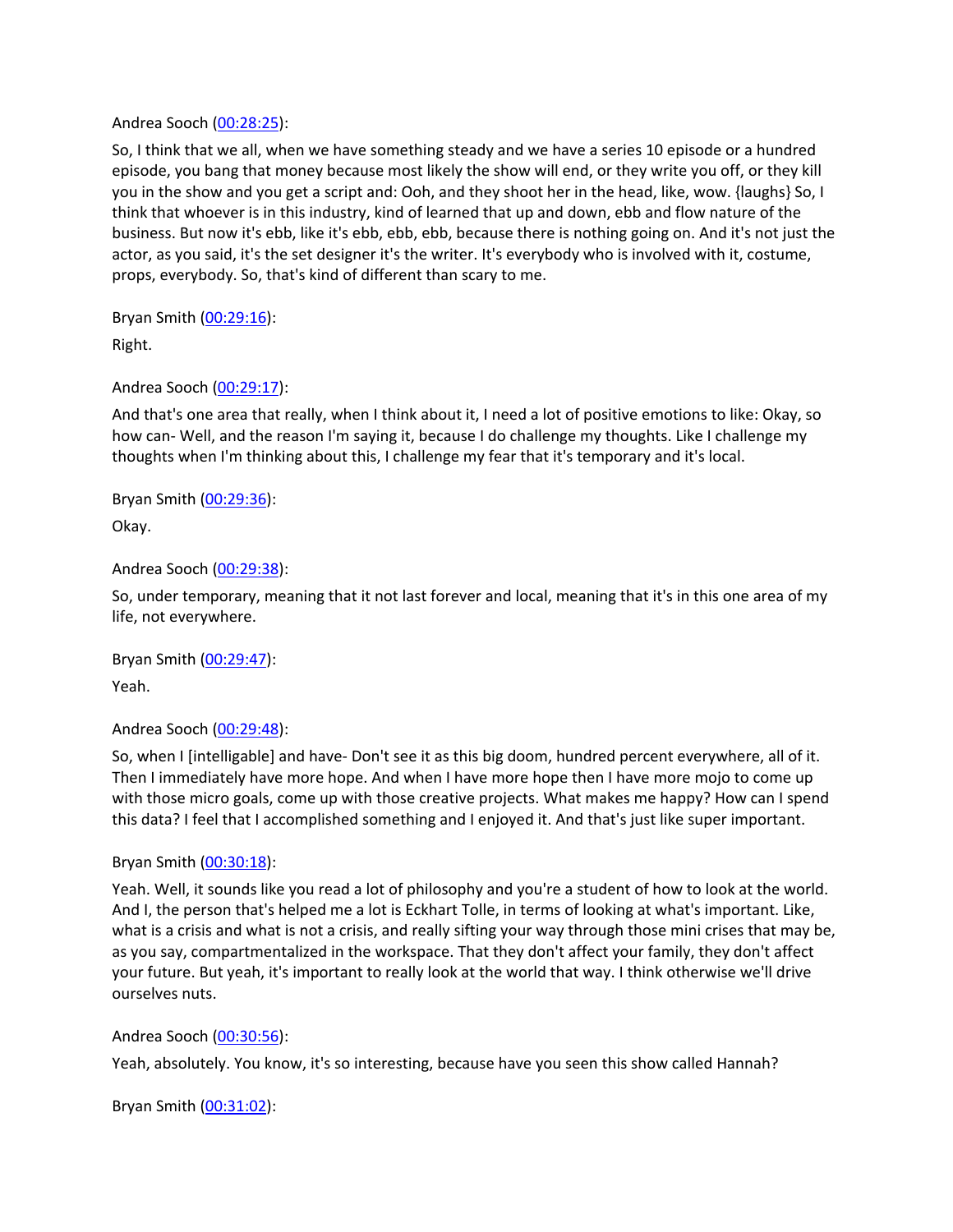Andrea Sooch ([00:28:25]):

So, I think that we all, when we have something steady and we have a series 10 episode or a hundred episode, you bang that money because most likely the show will end, or they write you off, or they kill you in the show and you get a script and: Ooh, and they shoot her in the head, like, wow. {laughs} So, I think that whoever is in this industry, kind of learned that up and down, ebb and flow nature of the business. But now it's ebb, like it's ebb, ebb, ebb, because there is nothing going on. And it's not just the actor, as you said, it's the set designer it's the writer. It's everybody who is involved with it, costume, props, everybody. So, that's kind of different than scary to me.

Bryan Smith ([00:29:16]):

Right.

Andrea Sooch ([00:29:17]):

And that's one area that really, when I think about it, I need a lot of positive emotions to like: Okay, so how can- Well, and the reason I'm saying it, because I do challenge my thoughts. Like I challenge my thoughts when I'm thinking about this, I challenge my fear that it's temporary and it's local.

Bryan Smith ([00:29:36]):

Okay.

Andrea Sooch ([00:29:38]):

So, under temporary, meaning that it not last forever and local, meaning that it's in this one area of my life, not everywhere.

Bryan Smith ([00:29:47]):

Yeah.

Andrea Sooch ([00:29:48]):

So, when I [intelligable] and have- Don't see it as this big doom, hundred percent everywhere, all of it. Then I immediately have more hope. And when I have more hope then I have more mojo to come up with those micro goals, come up with those creative projects. What makes me happy? How can I spend this data? I feel that I accomplished something and I enjoyed it. And that's just like super important.

Bryan Smith ([00:30:18]):

Yeah. Well, it sounds like you read a lot of philosophy and you're a student of how to look at the world. And I, the person that's helped me a lot is Eckhart Tolle, in terms of looking at what's important. Like, what is a crisis and what is not a crisis, and really sifting your way through those mini crises that may be, as you say, compartmentalized in the workspace. That they don't affect your family, they don't affect your future. But yeah, it's important to really look at the world that way. I think otherwise we'll drive ourselves nuts.

Andrea Sooch ([00:30:56]):

Yeah, absolutely. You know, it's so interesting, because have you seen this show called Hannah?

Bryan Smith ([00:31:02]):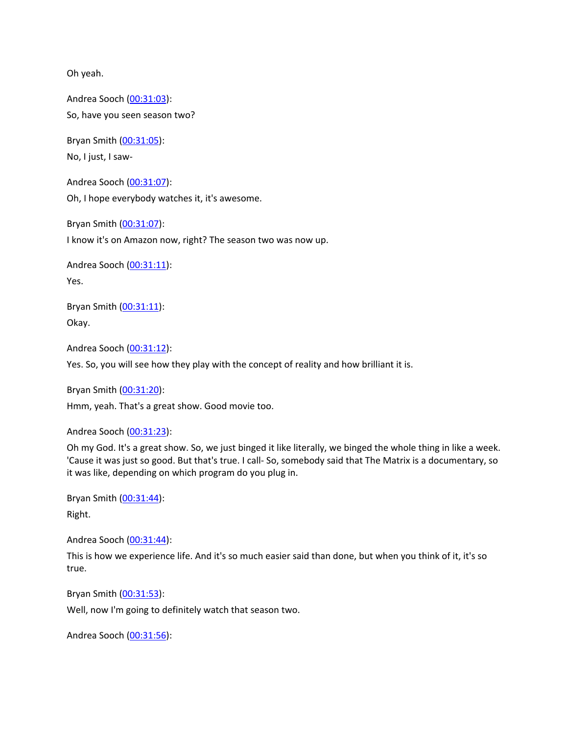Oh yeah.

Andrea Sooch ([00:31:03]()):

So, have you seen season two?

Bryan Smith ([00:31:05]()):

No, I just, I saw-

Andrea Sooch ([00:31:07]()):

Oh, I hope everybody watches it, it's awesome.

Bryan Smith ([00:31:07]()):

I know it's on Amazon now, right? The season two was now up.

Andrea Sooch ([00:31:11]()):

Yes.

Bryan Smith ([00:31:11]()):

Okay.

Andrea Sooch ([00:31:12]()):

Yes. So, you will see how they play with the concept of reality and how brilliant it is.

Bryan Smith ([00:31:20]()):

Hmm, yeah. That's a great show. Good movie too.

Andrea Sooch ([00:31:23]()):

Oh my God. It's a great show. So, we just binged it like literally, we binged the whole thing in like a week. 'Cause it was just so good. But that's true. I call- So, somebody said that The Matrix is a documentary, so it was like, depending on which program do you plug in.

Bryan Smith ([00:31:44]()):

Right.

Andrea Sooch ([00:31:44]()):

This is how we experience life. And it's so much easier said than done, but when you think of it, it's so true.

Bryan Smith ([00:31:53]()):

Well, now I'm going to definitely watch that season two.

Andrea Sooch ([00:31:56]()):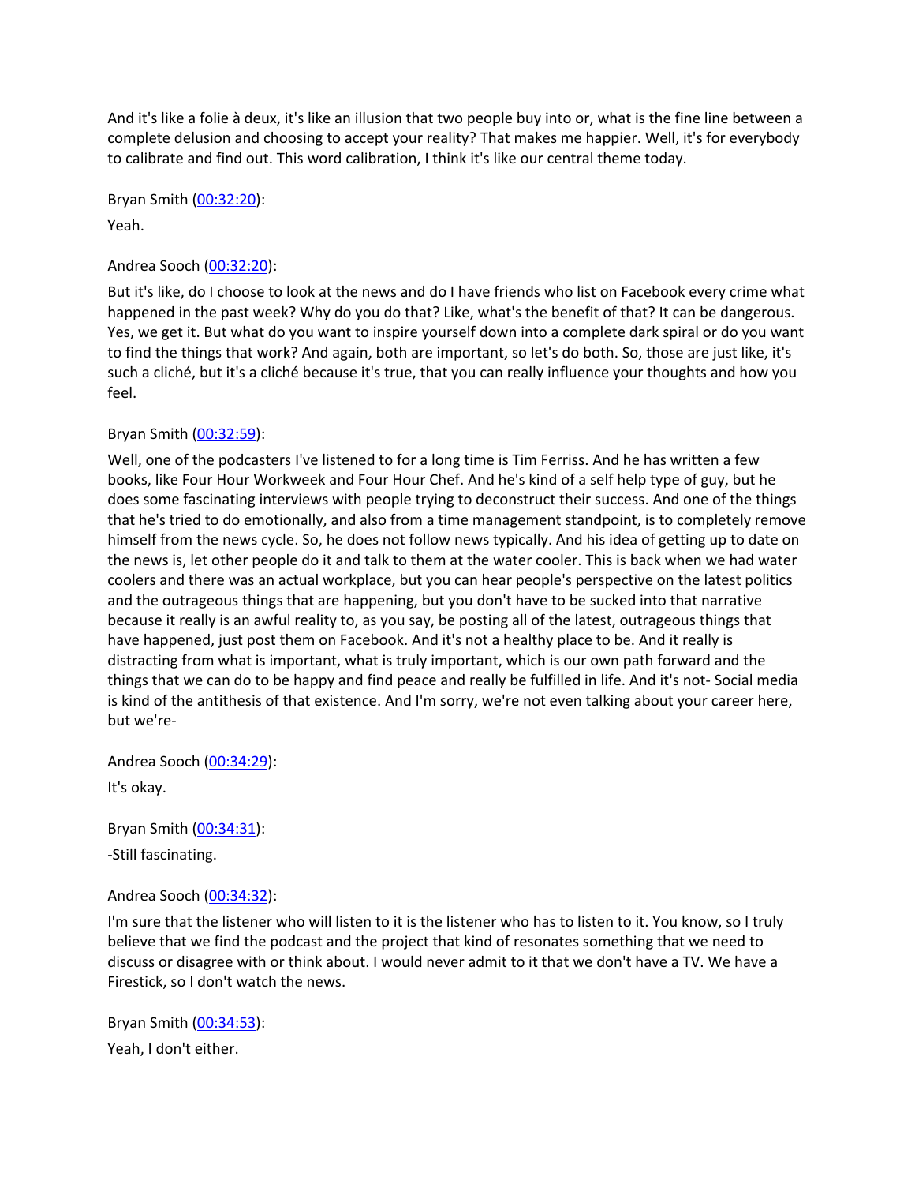And it's like a folie à deux, it's like an illusion that two people buy into or, what is the fine line between a complete delusion and choosing to accept your reality? That makes me happier. Well, it's for everybody to calibrate and find out. This word calibration, I think it's like our central theme today.

Bryan Smith ([00:32:20](#)):

Yeah.

Andrea Sooch ([00:32:20](#)):

But it's like, do I choose to look at the news and do I have friends who list on Facebook every crime what happened in the past week? Why do you do that? Like, what's the benefit of that? It can be dangerous. Yes, we get it. But what do you want to inspire yourself down into a complete dark spiral or do you want to find the things that work? And again, both are important, so let's do both. So, those are just like, it's such a cliché, but it's a cliché because it's true, that you can really influence your thoughts and how you feel.

Bryan Smith ([00:32:59](#)):

Well, one of the podcasters I've listened to for a long time is Tim Ferriss. And he has written a few books, like Four Hour Workweek and Four Hour Chef. And he's kind of a self help type of guy, but he does some fascinating interviews with people trying to deconstruct their success. And one of the things that he's tried to do emotionally, and also from a time management standpoint, is to completely remove himself from the news cycle. So, he does not follow news typically. And his idea of getting up to date on the news is, let other people do it and talk to them at the water cooler. This is back when we had water coolers and there was an actual workplace, but you can hear people's perspective on the latest politics and the outrageous things that are happening, but you don't have to be sucked into that narrative because it really is an awful reality to, as you say, be posting all of the latest, outrageous things that have happened, just post them on Facebook. And it's not a healthy place to be. And it really is distracting from what is important, what is truly important, which is our own path forward and the things that we can do to be happy and find peace and really be fulfilled in life. And it's not- Social media is kind of the antithesis of that existence. And I'm sorry, we're not even talking about your career here, but we're-

Andrea Sooch ([00:34:29](#)):

It's okay.

Bryan Smith ([00:34:31](#)):

-Still fascinating.

Andrea Sooch ([00:34:32](#)):

I'm sure that the listener who will listen to it is the listener who has to listen to it. You know, so I truly believe that we find the podcast and the project that kind of resonates something that we need to discuss or disagree with or think about. I would never admit to it that we don't have a TV. We have a Firestick, so I don't watch the news.

Bryan Smith ([00:34:53](#)):

Yeah, I don't either.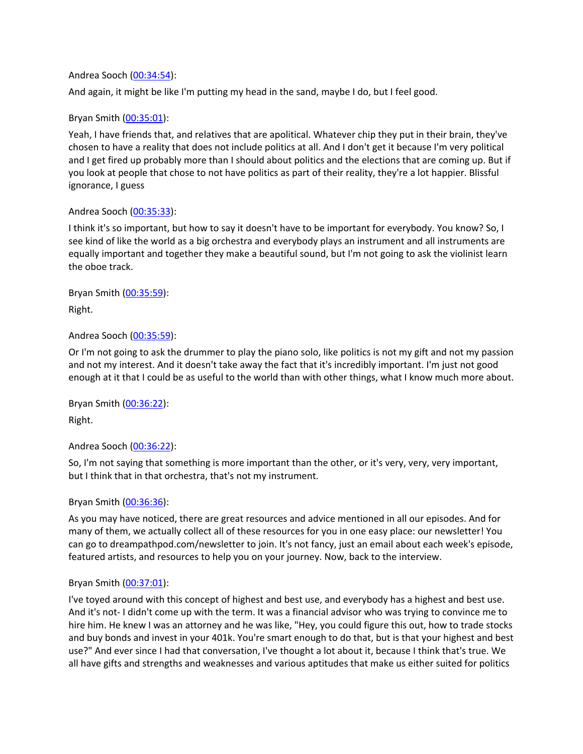Andrea Sooch ([00:34:54]()):

And again, it might be like I'm putting my head in the sand, maybe I do, but I feel good.

Bryan Smith ([00:35:01]()):

Yeah, I have friends that, and relatives that are apolitical. Whatever chip they put in their brain, they've chosen to have a reality that does not include politics at all. And I don't get it because I'm very political and I get fired up probably more than I should about politics and the elections that are coming up. But if you look at people that chose to not have politics as part of their reality, they're a lot happier. Blissful ignorance, I guess

Andrea Sooch ([00:35:33]()):

I think it's so important, but how to say it doesn't have to be important for everybody. You know? So, I see kind of like the world as a big orchestra and everybody plays an instrument and all instruments are equally important and together they make a beautiful sound, but I'm not going to ask the violinist learn the oboe track.

Bryan Smith ([00:35:59]()):

Right.

Andrea Sooch ([00:35:59]()):

Or I'm not going to ask the drummer to play the piano solo, like politics is not my gift and not my passion and not my interest. And it doesn't take away the fact that it's incredibly important. I'm just not good enough at it that I could be as useful to the world than with other things, what I know much more about.

Bryan Smith ([00:36:22]()):

Right.

Andrea Sooch ([00:36:22]()):

So, I'm not saying that something is more important than the other, or it's very, very, very important, but I think that in that orchestra, that's not my instrument.

Bryan Smith ([00:36:36]()):

As you may have noticed, there are great resources and advice mentioned in all our episodes. And for many of them, we actually collect all of these resources for you in one easy place: our newsletter! You can go to dreampathpod.com/newsletter to join. It's not fancy, just an email about each week's episode, featured artists, and resources to help you on your journey. Now, back to the interview.

Bryan Smith ([00:37:01]()):

I've toyed around with this concept of highest and best use, and everybody has a highest and best use. And it's not- I didn't come up with the term. It was a financial advisor who was trying to convince me to hire him. He knew I was an attorney and he was like, "Hey, you could figure this out, how to trade stocks and buy bonds and invest in your 401k. You're smart enough to do that, but is that your highest and best use?" And ever since I had that conversation, I've thought a lot about it, because I think that's true. We all have gifts and strengths and weaknesses and various aptitudes that make us either suited for politics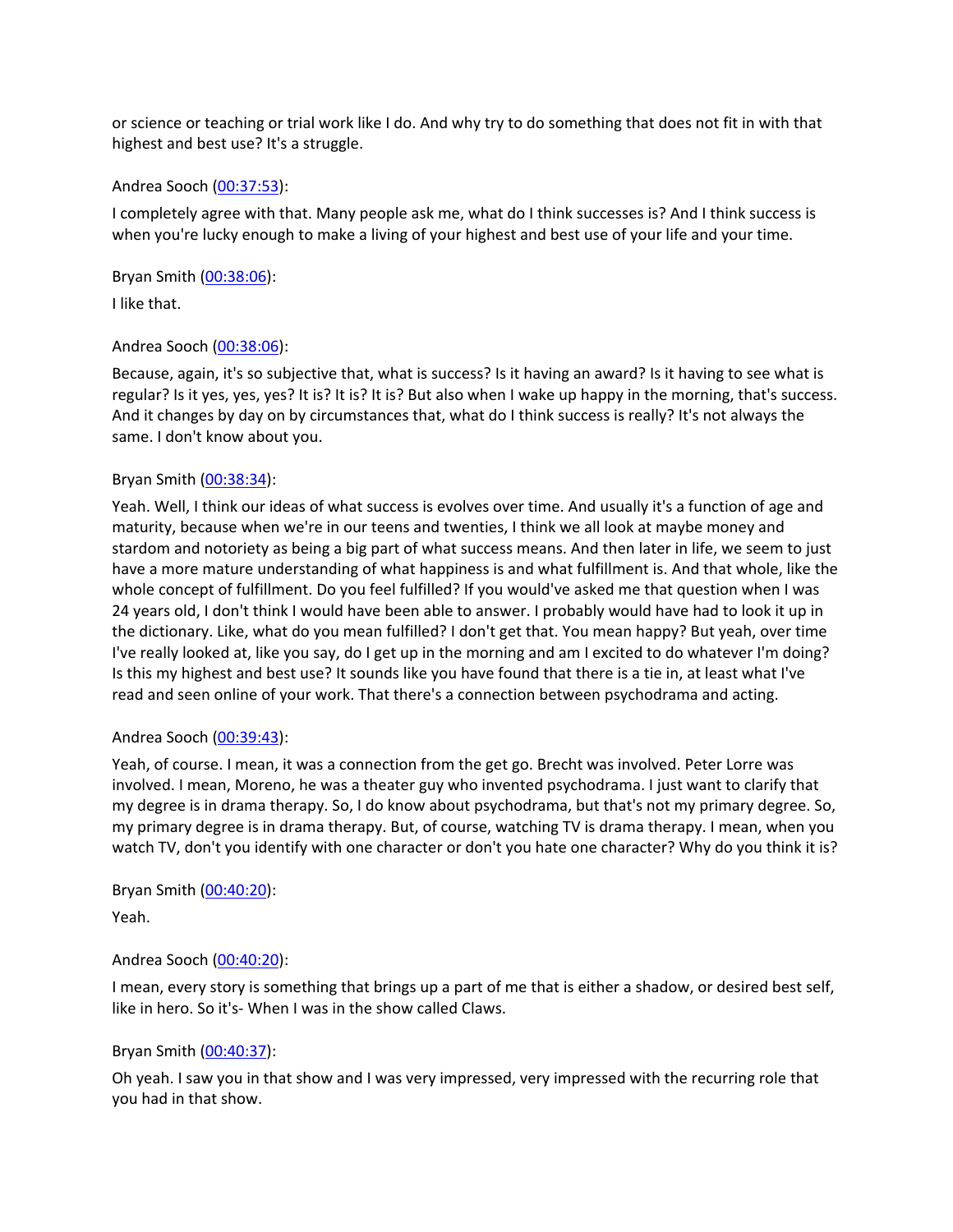or science or teaching or trial work like I do. And why try to do something that does not fit in with that highest and best use? It's a struggle.

Andrea Sooch ([00:37:53]):

I completely agree with that. Many people ask me, what do I think successes is? And I think success is when you're lucky enough to make a living of your highest and best use of your life and your time.

Bryan Smith ([00:38:06]):

I like that.

Andrea Sooch ([00:38:06]):

Because, again, it's so subjective that, what is success? Is it having an award? Is it having to see what is regular? Is it yes, yes, yes? It is? It is? It is? But also when I wake up happy in the morning, that's success. And it changes by day on by circumstances that, what do I think success is really? It's not always the same. I don't know about you.

Bryan Smith ([00:38:34]):

Yeah. Well, I think our ideas of what success is evolves over time. And usually it's a function of age and maturity, because when we're in our teens and twenties, I think we all look at maybe money and stardom and notoriety as being a big part of what success means. And then later in life, we seem to just have a more mature understanding of what happiness is and what fulfillment is. And that whole, like the whole concept of fulfillment. Do you feel fulfilled? If you would've asked me that question when I was 24 years old, I don't think I would have been able to answer. I probably would have had to look it up in the dictionary. Like, what do you mean fulfilled? I don't get that. You mean happy? But yeah, over time I've really looked at, like you say, do I get up in the morning and am I excited to do whatever I'm doing? Is this my highest and best use? It sounds like you have found that there is a tie in, at least what I've read and seen online of your work. That there's a connection between psychodrama and acting.

Andrea Sooch ([00:39:43]):

Yeah, of course. I mean, it was a connection from the get go. Brecht was involved. Peter Lorre was involved. I mean, Moreno, he was a theater guy who invented psychodrama. I just want to clarify that my degree is in drama therapy. So, I do know about psychodrama, but that's not my primary degree. So, my primary degree is in drama therapy. But, of course, watching TV is drama therapy. I mean, when you watch TV, don't you identify with one character or don't you hate one character? Why do you think it is?

Bryan Smith ([00:40:20]):

Yeah.

Andrea Sooch ([00:40:20]):

I mean, every story is something that brings up a part of me that is either a shadow, or desired best self, like in hero. So it's- When I was in the show called Claws.

Bryan Smith ([00:40:37]):

Oh yeah. I saw you in that show and I was very impressed, very impressed with the recurring role that you had in that show.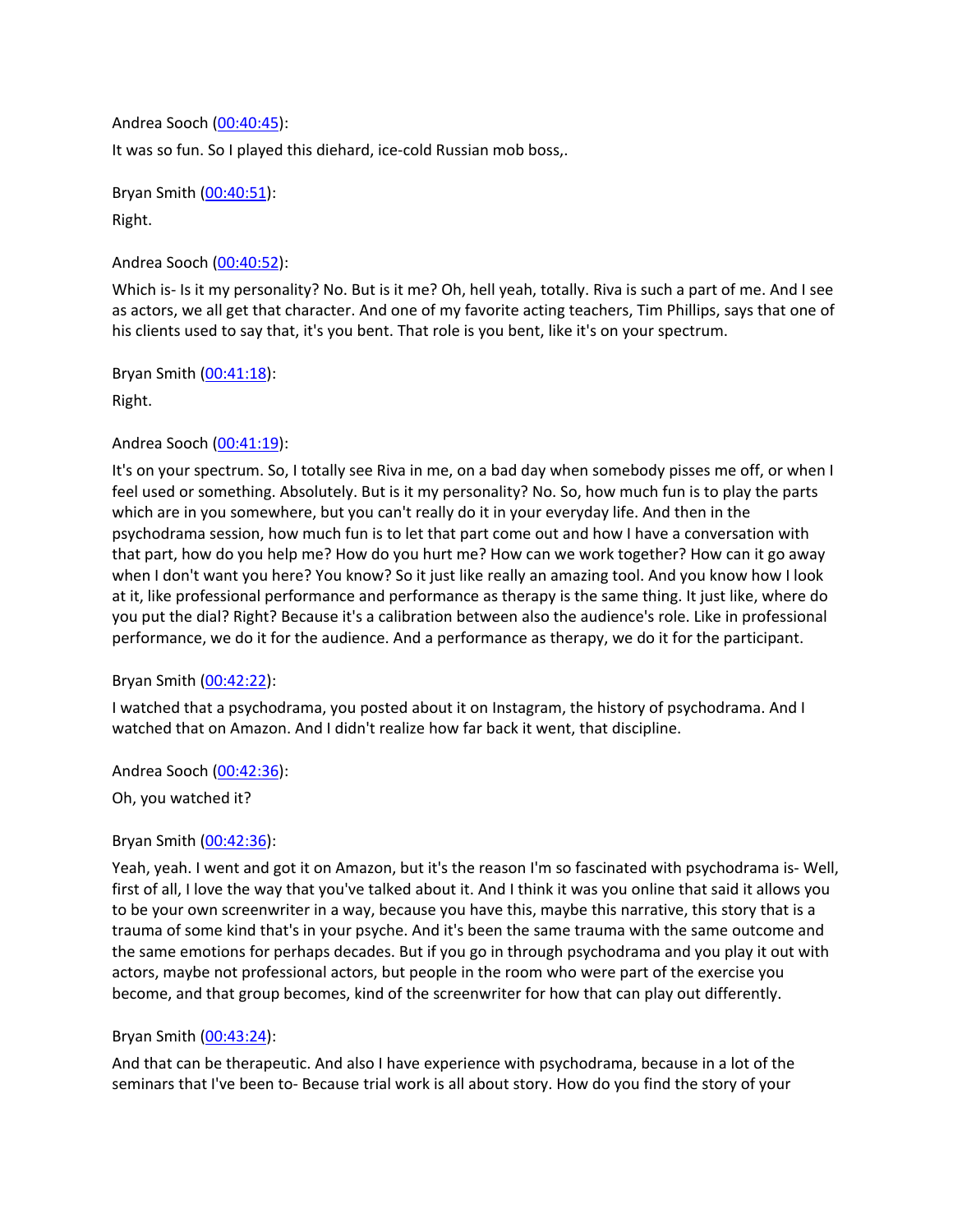Andrea Sooch ([00:40:45](#)):

It was so fun. So I played this diehard, ice-cold Russian mob boss,.

Bryan Smith ([00:40:51](#)):

Right.

Andrea Sooch ([00:40:52](#)):

Which is- Is it my personality? No. But is it me? Oh, hell yeah, totally. Riva is such a part of me. And I see as actors, we all get that character. And one of my favorite acting teachers, Tim Phillips, says that one of his clients used to say that, it's you bent. That role is you bent, like it's on your spectrum.

Bryan Smith ([00:41:18](#)):

Right.

Andrea Sooch ([00:41:19](#)):

It's on your spectrum. So, I totally see Riva in me, on a bad day when somebody pisses me off, or when I feel used or something. Absolutely. But is it my personality? No. So, how much fun is to play the parts which are in you somewhere, but you can't really do it in your everyday life. And then in the psychodrama session, how much fun is to let that part come out and how I have a conversation with that part, how do you help me? How do you hurt me? How can we work together? How can it go away when I don't want you here? You know? So it just like really an amazing tool. And you know how I look at it, like professional performance and performance as therapy is the same thing. It just like, where do you put the dial? Right? Because it's a calibration between also the audience's role. Like in professional performance, we do it for the audience. And a performance as therapy, we do it for the participant.

Bryan Smith ([00:42:22](#)):

I watched that a psychodrama, you posted about it on Instagram, the history of psychodrama. And I watched that on Amazon. And I didn't realize how far back it went, that discipline.

Andrea Sooch ([00:42:36](#)):

Oh, you watched it?

Bryan Smith ([00:42:36](#)):

Yeah, yeah. I went and got it on Amazon, but it's the reason I'm so fascinated with psychodrama is- Well, first of all, I love the way that you've talked about it. And I think it was you online that said it allows you to be your own screenwriter in a way, because you have this, maybe this narrative, this story that is a trauma of some kind that's in your psyche. And it's been the same trauma with the same outcome and the same emotions for perhaps decades. But if you go in through psychodrama and you play it out with actors, maybe not professional actors, but people in the room who were part of the exercise you become, and that group becomes, kind of the screenwriter for how that can play out differently.

Bryan Smith ([00:43:24](#)):

And that can be therapeutic. And also I have experience with psychodrama, because in a lot of the seminars that I've been to- Because trial work is all about story. How do you find the story of your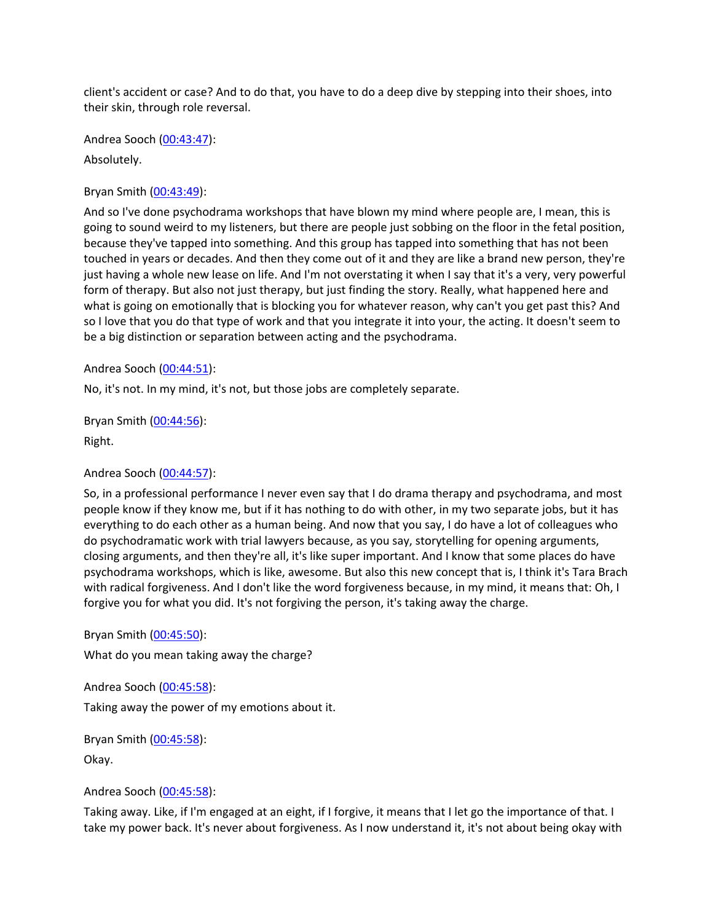client's accident or case? And to do that, you have to do a deep dive by stepping into their shoes, into their skin, through role reversal.

Andrea Sooch (00:43:47):

Absolutely.

Bryan Smith (00:43:49):

And so I've done psychodrama workshops that have blown my mind where people are, I mean, this is going to sound weird to my listeners, but there are people just sobbing on the floor in the fetal position, because they've tapped into something. And this group has tapped into something that has not been touched in years or decades. And then they come out of it and they are like a brand new person, they're just having a whole new lease on life. And I'm not overstating it when I say that it's a very, very powerful form of therapy. But also not just therapy, but just finding the story. Really, what happened here and what is going on emotionally that is blocking you for whatever reason, why can't you get past this? And so I love that you do that type of work and that you integrate it into your, the acting. It doesn't seem to be a big distinction or separation between acting and the psychodrama.

Andrea Sooch (00:44:51):

No, it's not. In my mind, it's not, but those jobs are completely separate.

Bryan Smith (00:44:56):

Right.

Andrea Sooch (00:44:57):

So, in a professional performance I never even say that I do drama therapy and psychodrama, and most people know if they know me, but if it has nothing to do with other, in my two separate jobs, but it has everything to do each other as a human being. And now that you say, I do have a lot of colleagues who do psychodramatic work with trial lawyers because, as you say, storytelling for opening arguments, closing arguments, and then they're all, it's like super important. And I know that some places do have psychodrama workshops, which is like, awesome. But also this new concept that is, I think it's Tara Brach with radical forgiveness. And I don't like the word forgiveness because, in my mind, it means that: Oh, I forgive you for what you did. It's not forgiving the person, it's taking away the charge.

Bryan Smith (00:45:50):

What do you mean taking away the charge?

Andrea Sooch (00:45:58):

Taking away the power of my emotions about it.

Bryan Smith (00:45:58):

Okay.

Andrea Sooch (00:45:58):

Taking away. Like, if I'm engaged at an eight, if I forgive, it means that I let go the importance of that. I take my power back. It's never about forgiveness. As I now understand it, it's not about being okay with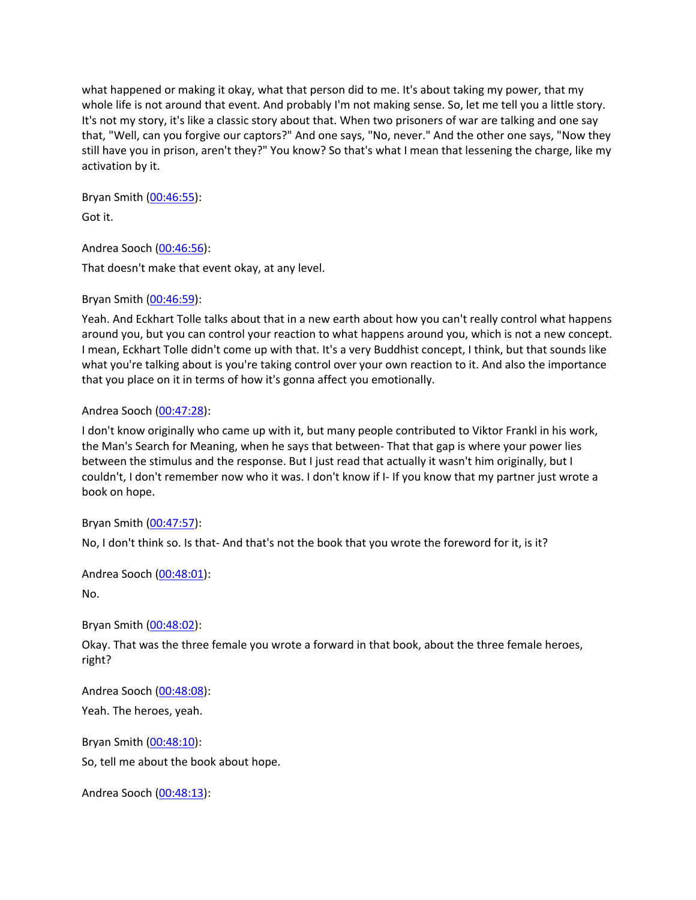what happened or making it okay, what that person did to me. It's about taking my power, that my whole life is not around that event. And probably I'm not making sense. So, let me tell you a little story. It's not my story, it's like a classic story about that. When two prisoners of war are talking and one say that, "Well, can you forgive our captors?" And one says, "No, never." And the other one says, "Now they still have you in prison, aren't they?" You know? So that's what I mean that lessening the charge, like my activation by it.

Bryan Smith (00:46:55):

Got it.

Andrea Sooch (00:46:56):

That doesn't make that event okay, at any level.

Bryan Smith (00:46:59):

Yeah. And Eckhart Tolle talks about that in a new earth about how you can't really control what happens around you, but you can control your reaction to what happens around you, which is not a new concept. I mean, Eckhart Tolle didn't come up with that. It's a very Buddhist concept, I think, but that sounds like what you're talking about is you're taking control over your own reaction to it. And also the importance that you place on it in terms of how it's gonna affect you emotionally.

Andrea Sooch (00:47:28):

I don't know originally who came up with it, but many people contributed to Viktor Frankl in his work, the Man's Search for Meaning, when he says that between- That that gap is where your power lies between the stimulus and the response. But I just read that actually it wasn't him originally, but I couldn't, I don't remember now who it was. I don't know if I- If you know that my partner just wrote a book on hope.

Bryan Smith (00:47:57):

No, I don't think so. Is that- And that's not the book that you wrote the foreword for it, is it?

Andrea Sooch (00:48:01):

No.

Bryan Smith (00:48:02):

Okay. That was the three female you wrote a forward in that book, about the three female heroes, right?

Andrea Sooch (00:48:08):

Yeah. The heroes, yeah.

Bryan Smith (00:48:10):

So, tell me about the book about hope.

Andrea Sooch (00:48:13):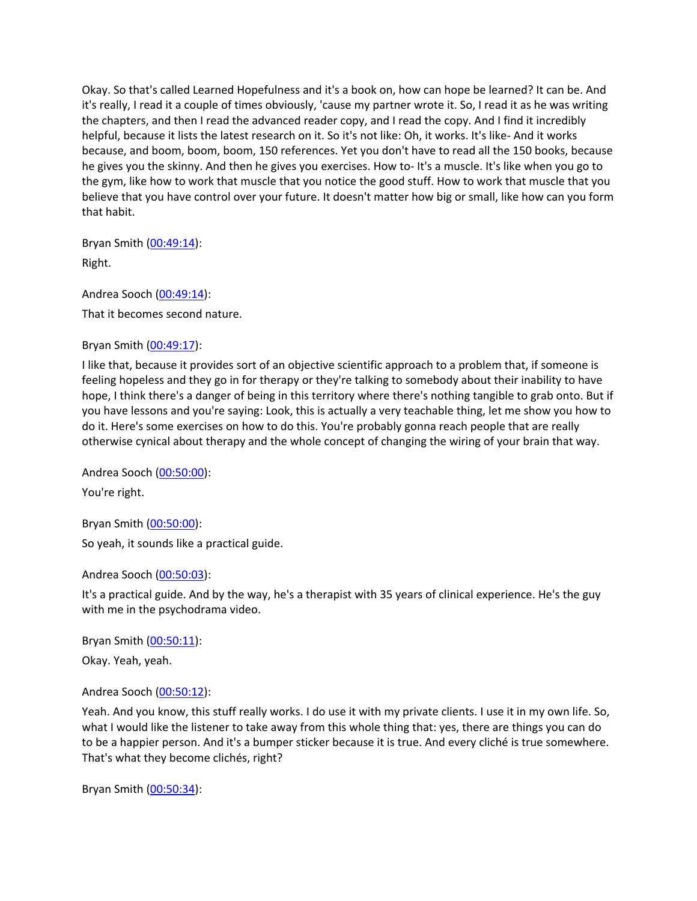Okay. So that's called Learned Hopefulness and it's a book on, how can hope be learned? It can be. And it's really, I read it a couple of times obviously, 'cause my partner wrote it. So, I read it as he was writing the chapters, and then I read the advanced reader copy, and I read the copy. And I find it incredibly helpful, because it lists the latest research on it. So it's not like: Oh, it works. It's like- And it works because, and boom, boom, boom, 150 references. Yet you don't have to read all the 150 books, because he gives you the skinny. And then he gives you exercises. How to- It's a muscle. It's like when you go to the gym, like how to work that muscle that you notice the good stuff. How to work that muscle that you believe that you have control over your future. It doesn't matter how big or small, like how can you form that habit.

Bryan Smith (00:49:14):

Right.

Andrea Sooch (00:49:14):

That it becomes second nature.

Bryan Smith (00:49:17):

I like that, because it provides sort of an objective scientific approach to a problem that, if someone is feeling hopeless and they go in for therapy or they're talking to somebody about their inability to have hope, I think there's a danger of being in this territory where there's nothing tangible to grab onto. But if you have lessons and you're saying: Look, this is actually a very teachable thing, let me show you how to do it. Here's some exercises on how to do this. You're probably gonna reach people that are really otherwise cynical about therapy and the whole concept of changing the wiring of your brain that way.

Andrea Sooch (00:50:00):

You're right.

Bryan Smith (00:50:00):

So yeah, it sounds like a practical guide.

Andrea Sooch (00:50:03):

It's a practical guide. And by the way, he's a therapist with 35 years of clinical experience. He's the guy with me in the psychodrama video.

Bryan Smith (00:50:11):

Okay. Yeah, yeah.

Andrea Sooch (00:50:12):

Yeah. And you know, this stuff really works. I do use it with my private clients. I use it in my own life. So, what I would like the listener to take away from this whole thing that: yes, there are things you can do to be a happier person. And it's a bumper sticker because it is true. And every cliché is true somewhere. That's what they become clichés, right?

Bryan Smith (00:50:34):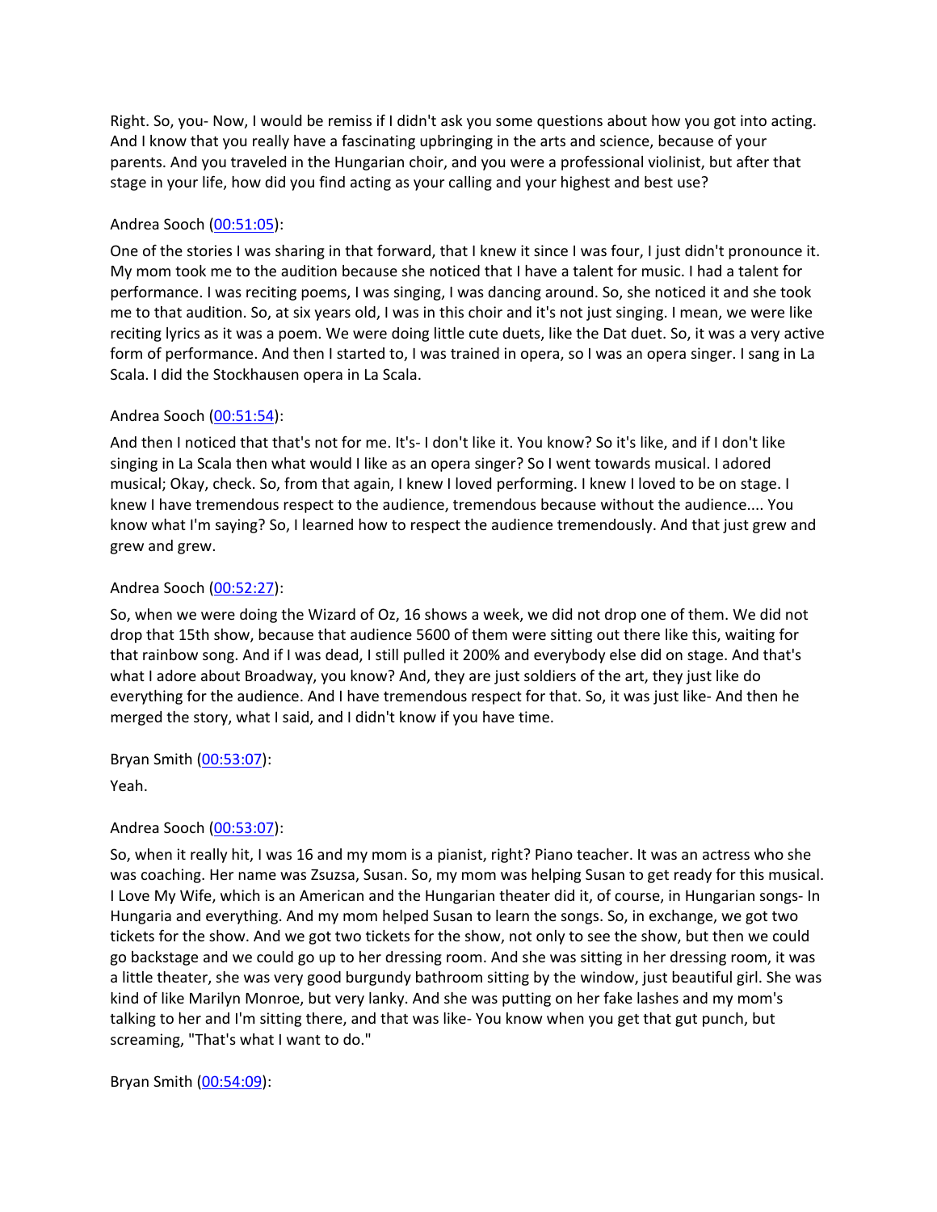Right. So, you- Now, I would be remiss if I didn't ask you some questions about how you got into acting. And I know that you really have a fascinating upbringing in the arts and science, because of your parents. And you traveled in the Hungarian choir, and you were a professional violinist, but after that stage in your life, how did you find acting as your calling and your highest and best use?

Andrea Sooch ([00:51:05]):

One of the stories I was sharing in that forward, that I knew it since I was four, I just didn't pronounce it. My mom took me to the audition because she noticed that I have a talent for music. I had a talent for performance. I was reciting poems, I was singing, I was dancing around. So, she noticed it and she took me to that audition. So, at six years old, I was in this choir and it's not just singing. I mean, we were like reciting lyrics as it was a poem. We were doing little cute duets, like the Dat duet. So, it was a very active form of performance. And then I started to, I was trained in opera, so I was an opera singer. I sang in La Scala. I did the Stockhausen opera in La Scala.

Andrea Sooch ([00:51:54]):

And then I noticed that that's not for me. It's- I don't like it. You know? So it's like, and if I don't like singing in La Scala then what would I like as an opera singer? So I went towards musical. I adored musical; Okay, check. So, from that again, I knew I loved performing. I knew I loved to be on stage. I knew I have tremendous respect to the audience, tremendous because without the audience.... You know what I'm saying? So, I learned how to respect the audience tremendously. And that just grew and grew and grew.

Andrea Sooch ([00:52:27]):

So, when we were doing the Wizard of Oz, 16 shows a week, we did not drop one of them. We did not drop that 15th show, because that audience 5600 of them were sitting out there like this, waiting for that rainbow song. And if I was dead, I still pulled it 200% and everybody else did on stage. And that's what I adore about Broadway, you know? And, they are just soldiers of the art, they just like do everything for the audience. And I have tremendous respect for that. So, it was just like- And then he merged the story, what I said, and I didn't know if you have time.

Bryan Smith ([00:53:07]):

Yeah.

Andrea Sooch ([00:53:07]):

So, when it really hit, I was 16 and my mom is a pianist, right? Piano teacher. It was an actress who she was coaching. Her name was Zsuzsa, Susan. So, my mom was helping Susan to get ready for this musical. I Love My Wife, which is an American and the Hungarian theater did it, of course, in Hungarian songs- In Hungaria and everything. And my mom helped Susan to learn the songs. So, in exchange, we got two tickets for the show. And we got two tickets for the show, not only to see the show, but then we could go backstage and we could go up to her dressing room. And she was sitting in her dressing room, it was a little theater, she was very good burgundy bathroom sitting by the window, just beautiful girl. She was kind of like Marilyn Monroe, but very lanky. And she was putting on her fake lashes and my mom's talking to her and I'm sitting there, and that was like- You know when you get that gut punch, but screaming, "That's what I want to do."

Bryan Smith ([00:54:09]):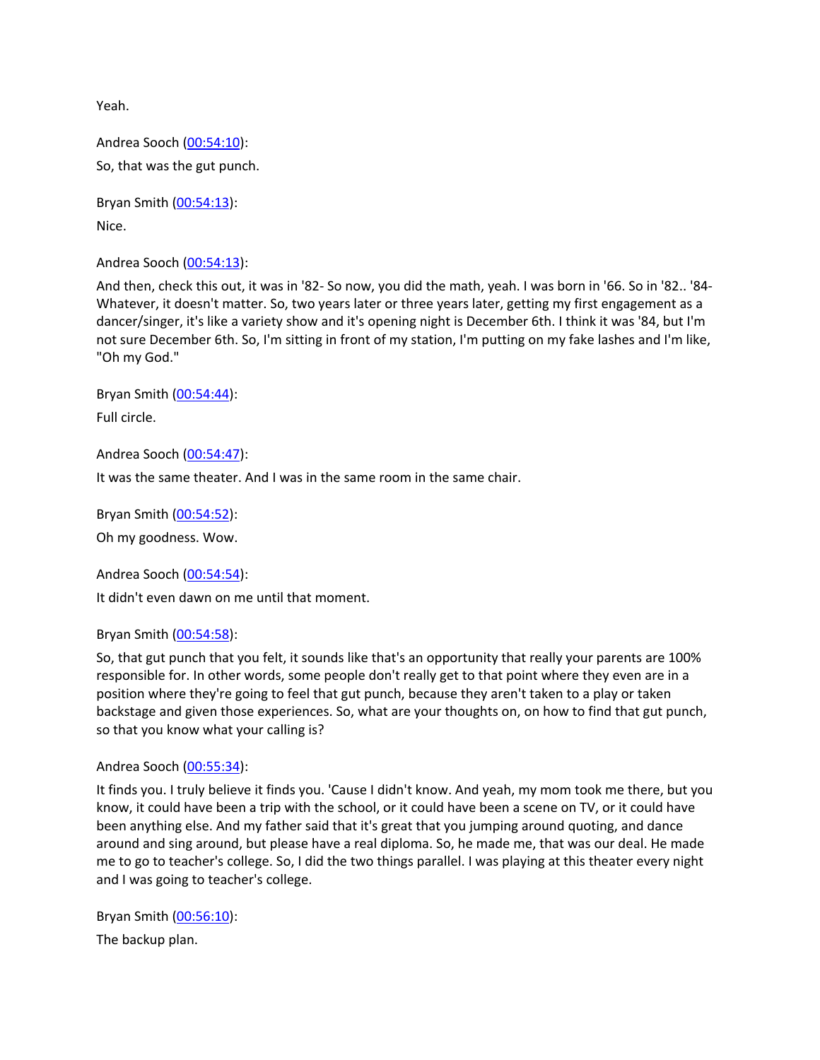Yeah.

Andrea Sooch ([00:54:10]()):

So, that was the gut punch.

Bryan Smith ([00:54:13]()):

Nice.

Andrea Sooch ([00:54:13]()):

And then, check this out, it was in '82- So now, you did the math, yeah. I was born in '66. So in '82.. '84- Whatever, it doesn't matter. So, two years later or three years later, getting my first engagement as a dancer/singer, it's like a variety show and it's opening night is December 6th. I think it was '84, but I'm not sure December 6th. So, I'm sitting in front of my station, I'm putting on my fake lashes and I'm like, "Oh my God."

Bryan Smith ([00:54:44]()):

Full circle.

Andrea Sooch ([00:54:47]()):

It was the same theater. And I was in the same room in the same chair.

Bryan Smith ([00:54:52]()):

Oh my goodness. Wow.

Andrea Sooch ([00:54:54]()):

It didn't even dawn on me until that moment.

Bryan Smith ([00:54:58]()):

So, that gut punch that you felt, it sounds like that's an opportunity that really your parents are 100% responsible for. In other words, some people don't really get to that point where they even are in a position where they're going to feel that gut punch, because they aren't taken to a play or taken backstage and given those experiences. So, what are your thoughts on, on how to find that gut punch, so that you know what your calling is?

Andrea Sooch ([00:55:34]()):

It finds you. I truly believe it finds you. 'Cause I didn't know. And yeah, my mom took me there, but you know, it could have been a trip with the school, or it could have been a scene on TV, or it could have been anything else. And my father said that it's great that you jumping around quoting, and dance around and sing around, but please have a real diploma. So, he made me, that was our deal. He made me to go to teacher's college. So, I did the two things parallel. I was playing at this theater every night and I was going to teacher's college.

Bryan Smith ([00:56:10]()):

The backup plan.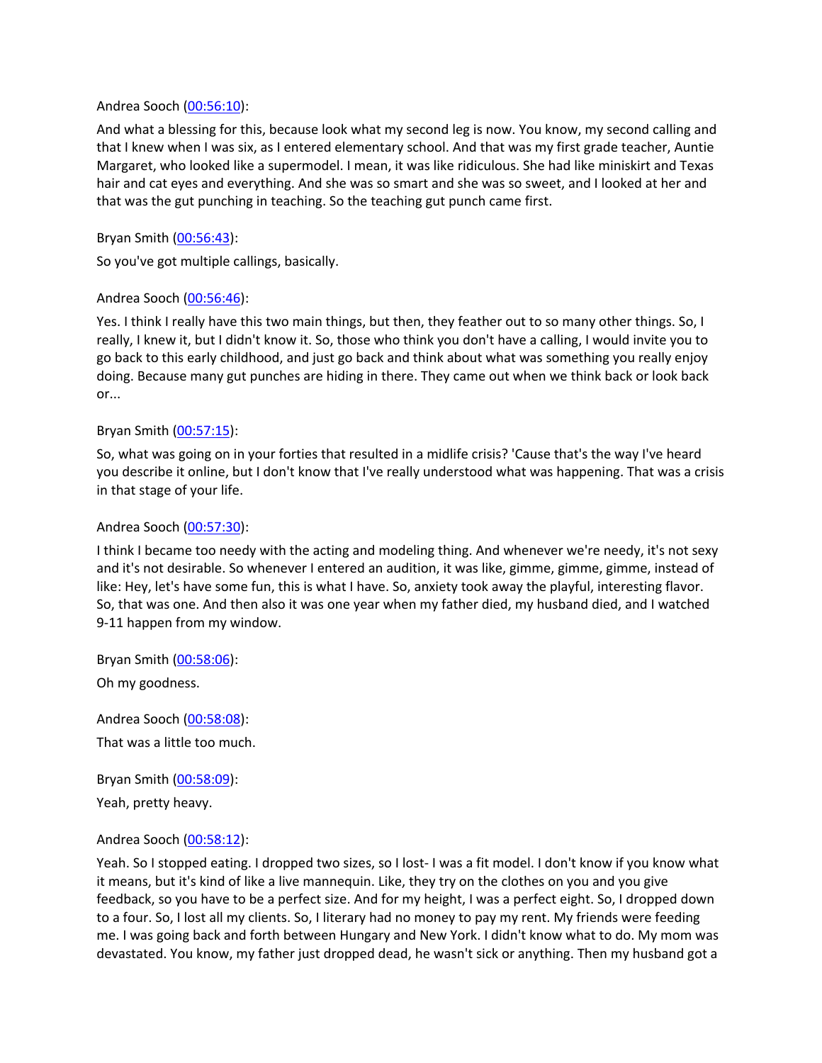Andrea Sooch ([00:56:10](00:56:10)):

And what a blessing for this, because look what my second leg is now. You know, my second calling and that I knew when I was six, as I entered elementary school. And that was my first grade teacher, Auntie Margaret, who looked like a supermodel. I mean, it was like ridiculous. She had like miniskirt and Texas hair and cat eyes and everything. And she was so smart and she was so sweet, and I looked at her and that was the gut punching in teaching. So the teaching gut punch came first.

Bryan Smith ([00:56:43](00:56:43)):

So you've got multiple callings, basically.

Andrea Sooch ([00:56:46](00:56:46)):

Yes. I think I really have this two main things, but then, they feather out to so many other things. So, I really, I knew it, but I didn't know it. So, those who think you don't have a calling, I would invite you to go back to this early childhood, and just go back and think about what was something you really enjoy doing. Because many gut punches are hiding in there. They came out when we think back or look back or...

Bryan Smith ([00:57:15](00:57:15)):

So, what was going on in your forties that resulted in a midlife crisis? 'Cause that's the way I've heard you describe it online, but I don't know that I've really understood what was happening. That was a crisis in that stage of your life.

Andrea Sooch ([00:57:30](00:57:30)):

I think I became too needy with the acting and modeling thing. And whenever we're needy, it's not sexy and it's not desirable. So whenever I entered an audition, it was like, gimme, gimme, gimme, instead of like: Hey, let's have some fun, this is what I have. So, anxiety took away the playful, interesting flavor. So, that was one. And then also it was one year when my father died, my husband died, and I watched 9-11 happen from my window.

Bryan Smith ([00:58:06](00:58:06)):

Oh my goodness.

Andrea Sooch ([00:58:08](00:58:08)):

That was a little too much.

Bryan Smith ([00:58:09](00:58:09)):

Yeah, pretty heavy.

Andrea Sooch ([00:58:12](00:58:12)):

Yeah. So I stopped eating. I dropped two sizes, so I lost- I was a fit model. I don't know if you know what it means, but it's kind of like a live mannequin. Like, they try on the clothes on you and you give feedback, so you have to be a perfect size. And for my height, I was a perfect eight. So, I dropped down to a four. So, I lost all my clients. So, I literary had no money to pay my rent. My friends were feeding me. I was going back and forth between Hungary and New York. I didn't know what to do. My mom was devastated. You know, my father just dropped dead, he wasn't sick or anything. Then my husband got a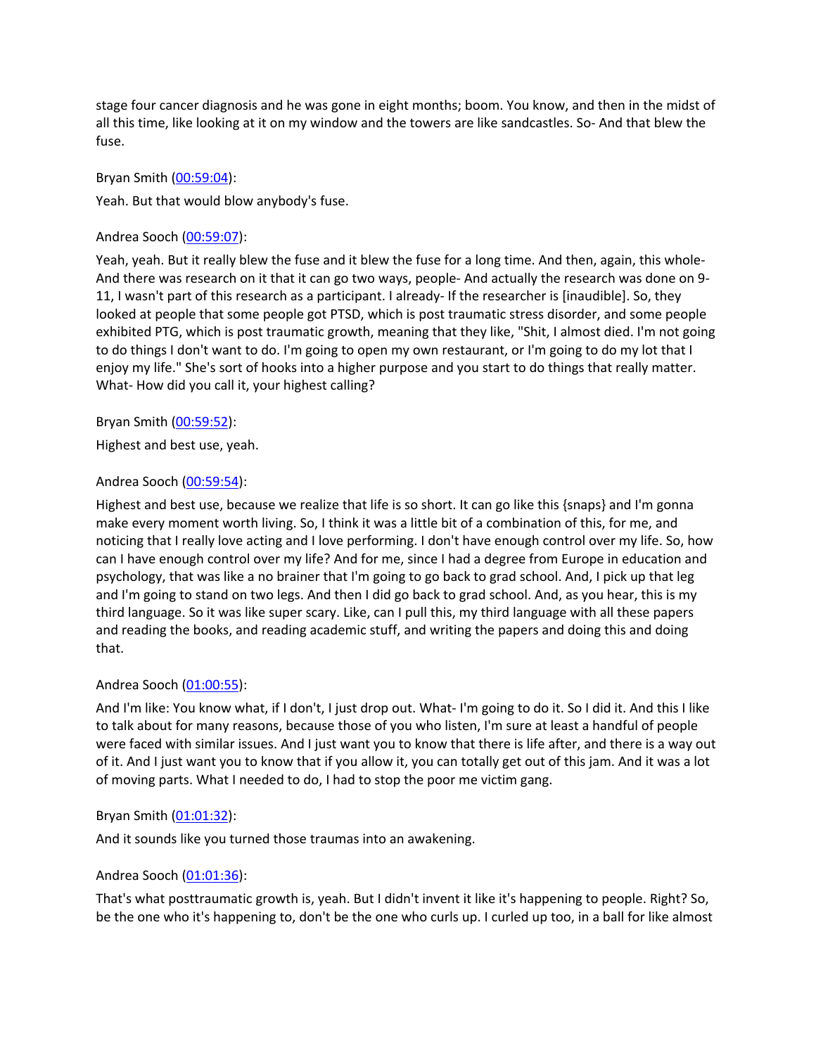stage four cancer diagnosis and he was gone in eight months; boom. You know, and then in the midst of all this time, like looking at it on my window and the towers are like sandcastles. So- And that blew the fuse.

Bryan Smith ([00:59:04]):

Yeah. But that would blow anybody's fuse.

Andrea Sooch ([00:59:07]):

Yeah, yeah. But it really blew the fuse and it blew the fuse for a long time. And then, again, this whole- And there was research on it that it can go two ways, people- And actually the research was done on 9-11, I wasn't part of this research as a participant. I already- If the researcher is [inaudible]. So, they looked at people that some people got PTSD, which is post traumatic stress disorder, and some people exhibited PTG, which is post traumatic growth, meaning that they like, "Shit, I almost died. I'm not going to do things I don't want to do. I'm going to open my own restaurant, or I'm going to do my lot that I enjoy my life." She's sort of hooks into a higher purpose and you start to do things that really matter. What- How did you call it, your highest calling?

Bryan Smith ([00:59:52]):

Highest and best use, yeah.

Andrea Sooch ([00:59:54]):

Highest and best use, because we realize that life is so short. It can go like this {snaps} and I'm gonna make every moment worth living. So, I think it was a little bit of a combination of this, for me, and noticing that I really love acting and I love performing. I don't have enough control over my life. So, how can I have enough control over my life? And for me, since I had a degree from Europe in education and psychology, that was like a no brainer that I'm going to go back to grad school. And, I pick up that leg and I'm going to stand on two legs. And then I did go back to grad school. And, as you hear, this is my third language. So it was like super scary. Like, can I pull this, my third language with all these papers and reading the books, and reading academic stuff, and writing the papers and doing this and doing that.

Andrea Sooch ([01:00:55]):

And I'm like: You know what, if I don't, I just drop out. What- I'm going to do it. So I did it. And this I like to talk about for many reasons, because those of you who listen, I'm sure at least a handful of people were faced with similar issues. And I just want you to know that there is life after, and there is a way out of it. And I just want you to know that if you allow it, you can totally get out of this jam. And it was a lot of moving parts. What I needed to do, I had to stop the poor me victim gang.

Bryan Smith ([01:01:32]):

And it sounds like you turned those traumas into an awakening.

Andrea Sooch ([01:01:36]):

That's what posttraumatic growth is, yeah. But I didn't invent it like it's happening to people. Right? So, be the one who it's happening to, don't be the one who curls up. I curled up too, in a ball for like almost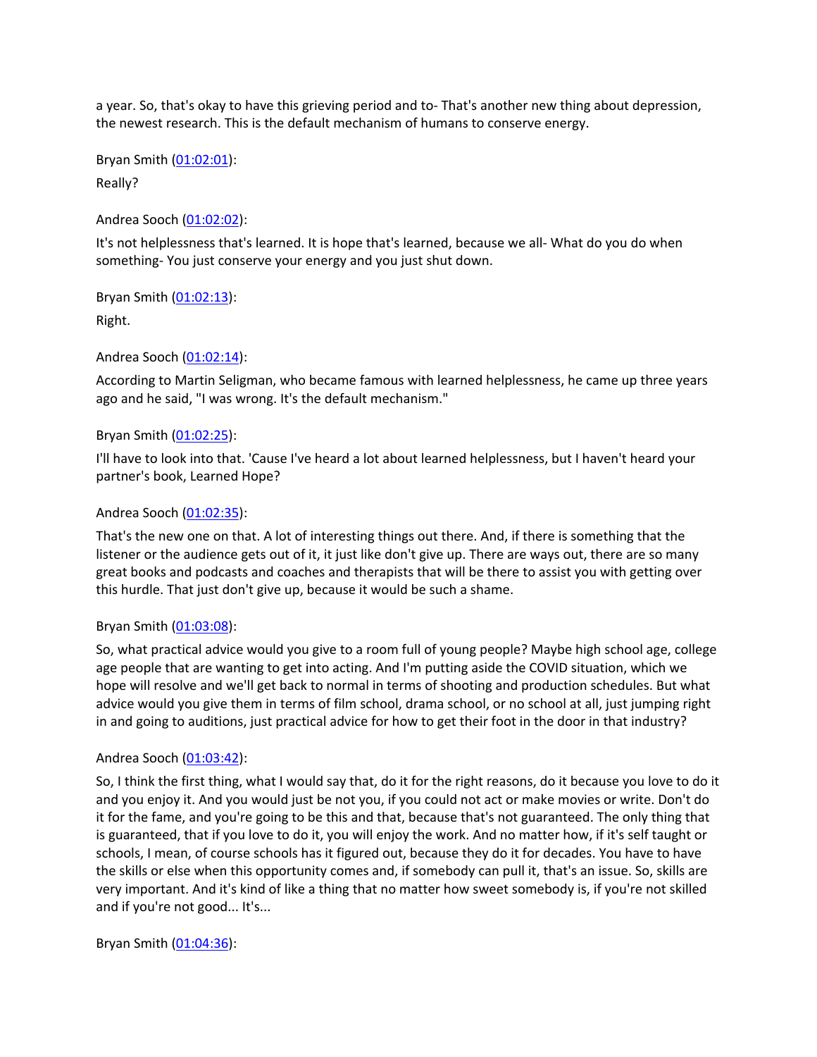a year. So, that's okay to have this grieving period and to- That's another new thing about depression, the newest research. This is the default mechanism of humans to conserve energy.

Bryan Smith (01:02:01):

Really?

Andrea Sooch (01:02:02):

It's not helplessness that's learned. It is hope that's learned, because we all- What do you do when something- You just conserve your energy and you just shut down.

Bryan Smith (01:02:13):

Right.

Andrea Sooch (01:02:14):

According to Martin Seligman, who became famous with learned helplessness, he came up three years ago and he said, "I was wrong. It's the default mechanism."

Bryan Smith (01:02:25):

I'll have to look into that. 'Cause I've heard a lot about learned helplessness, but I haven't heard your partner's book, Learned Hope?

Andrea Sooch (01:02:35):

That's the new one on that. A lot of interesting things out there. And, if there is something that the listener or the audience gets out of it, it just like don't give up. There are ways out, there are so many great books and podcasts and coaches and therapists that will be there to assist you with getting over this hurdle. That just don't give up, because it would be such a shame.

Bryan Smith (01:03:08):

So, what practical advice would you give to a room full of young people? Maybe high school age, college age people that are wanting to get into acting. And I'm putting aside the COVID situation, which we hope will resolve and we'll get back to normal in terms of shooting and production schedules. But what advice would you give them in terms of film school, drama school, or no school at all, just jumping right in and going to auditions, just practical advice for how to get their foot in the door in that industry?

Andrea Sooch (01:03:42):

So, I think the first thing, what I would say that, do it for the right reasons, do it because you love to do it and you enjoy it. And you would just be not you, if you could not act or make movies or write. Don't do it for the fame, and you're going to be this and that, because that's not guaranteed. The only thing that is guaranteed, that if you love to do it, you will enjoy the work. And no matter how, if it's self taught or schools, I mean, of course schools has it figured out, because they do it for decades. You have to have the skills or else when this opportunity comes and, if somebody can pull it, that's an issue. So, skills are very important. And it's kind of like a thing that no matter how sweet somebody is, if you're not skilled and if you're not good... It's...

Bryan Smith (01:04:36):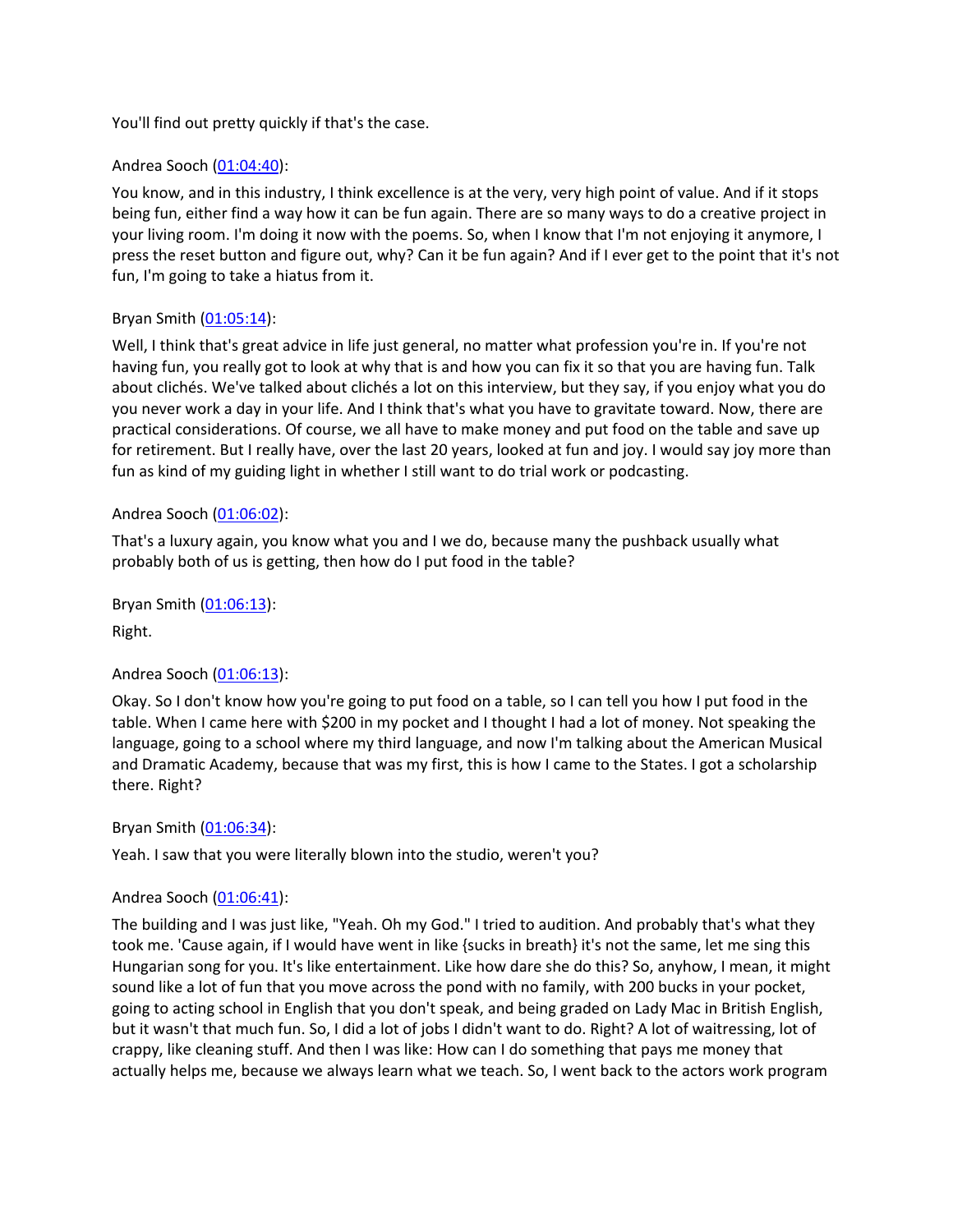You'll find out pretty quickly if that's the case.

Andrea Sooch ([01:04:40](#)):

You know, and in this industry, I think excellence is at the very, very high point of value. And if it stops being fun, either find a way how it can be fun again. There are so many ways to do a creative project in your living room. I'm doing it now with the poems. So, when I know that I'm not enjoying it anymore, I press the reset button and figure out, why? Can it be fun again? And if I ever get to the point that it's not fun, I'm going to take a hiatus from it.

Bryan Smith ([01:05:14](#)):

Well, I think that's great advice in life just general, no matter what profession you're in. If you're not having fun, you really got to look at why that is and how you can fix it so that you are having fun. Talk about clichés. We've talked about clichés a lot on this interview, but they say, if you enjoy what you do you never work a day in your life. And I think that's what you have to gravitate toward. Now, there are practical considerations. Of course, we all have to make money and put food on the table and save up for retirement. But I really have, over the last 20 years, looked at fun and joy. I would say joy more than fun as kind of my guiding light in whether I still want to do trial work or podcasting.

Andrea Sooch ([01:06:02](#)):

That's a luxury again, you know what you and I we do, because many the pushback usually what probably both of us is getting, then how do I put food in the table?

Bryan Smith ([01:06:13](#)):

Right.

Andrea Sooch ([01:06:13](#)):

Okay. So I don't know how you're going to put food on a table, so I can tell you how I put food in the table. When I came here with $200 in my pocket and I thought I had a lot of money. Not speaking the language, going to a school where my third language, and now I'm talking about the American Musical and Dramatic Academy, because that was my first, this is how I came to the States. I got a scholarship there. Right?

Bryan Smith ([01:06:34](#)):

Yeah. I saw that you were literally blown into the studio, weren't you?

Andrea Sooch ([01:06:41](#)):

The building and I was just like, "Yeah. Oh my God." I tried to audition. And probably that's what they took me. 'Cause again, if I would have went in like {sucks in breath} it's not the same, let me sing this Hungarian song for you. It's like entertainment. Like how dare she do this? So, anyhow, I mean, it might sound like a lot of fun that you move across the pond with no family, with 200 bucks in your pocket, going to acting school in English that you don't speak, and being graded on Lady Mac in British English, but it wasn't that much fun. So, I did a lot of jobs I didn't want to do. Right? A lot of waitressing, lot of crappy, like cleaning stuff. And then I was like: How can I do something that pays me money that actually helps me, because we always learn what we teach. So, I went back to the actors work program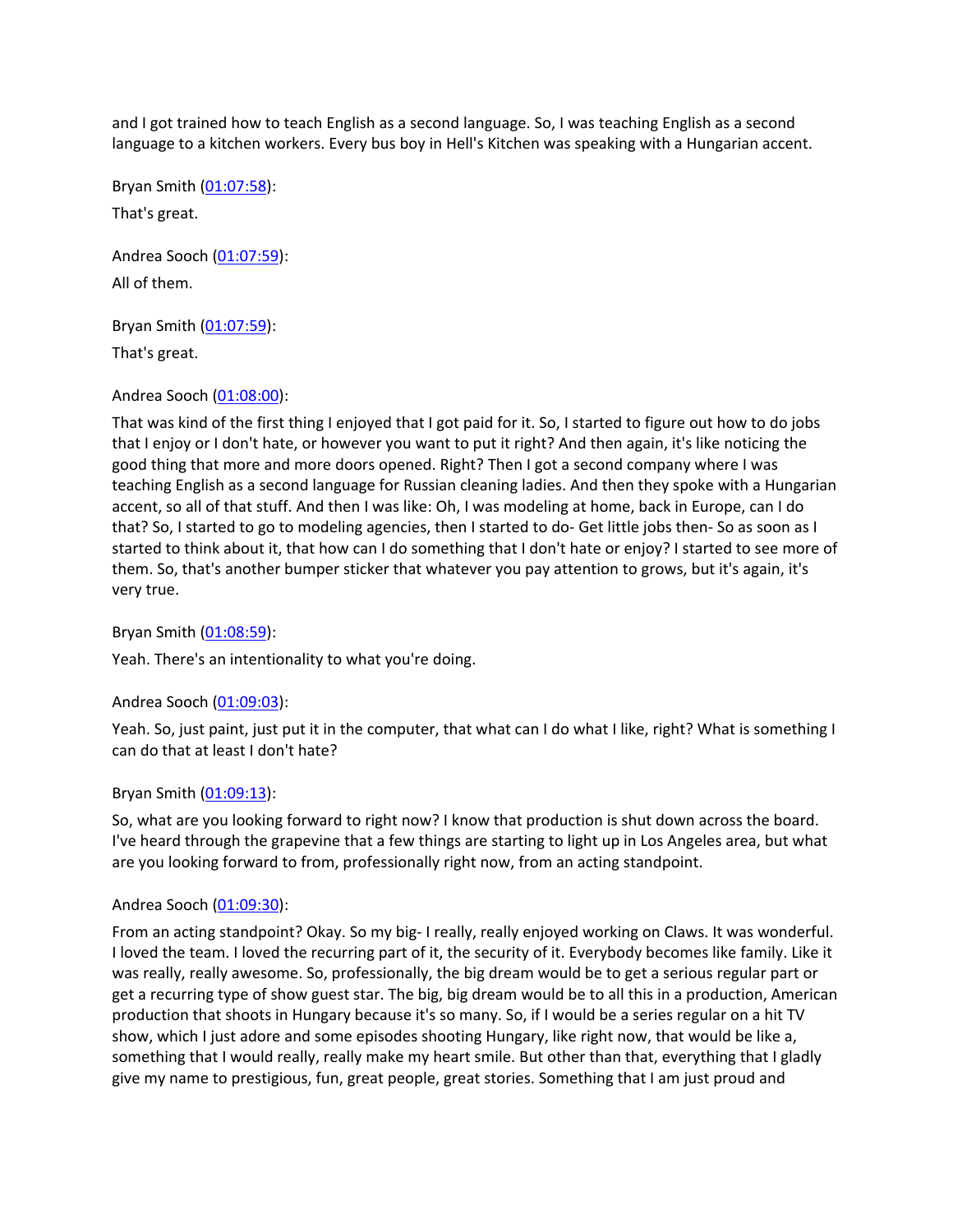and I got trained how to teach English as a second language. So, I was teaching English as a second language to a kitchen workers. Every bus boy in Hell's Kitchen was speaking with a Hungarian accent.

Bryan Smith ([01:07:58](#)):

That's great.

Andrea Sooch ([01:07:59](#)):

All of them.

Bryan Smith ([01:07:59](#)):

That's great.

Andrea Sooch ([01:08:00](#)):

That was kind of the first thing I enjoyed that I got paid for it. So, I started to figure out how to do jobs that I enjoy or I don't hate, or however you want to put it right? And then again, it's like noticing the good thing that more and more doors opened. Right? Then I got a second company where I was teaching English as a second language for Russian cleaning ladies. And then they spoke with a Hungarian accent, so all of that stuff. And then I was like: Oh, I was modeling at home, back in Europe, can I do that? So, I started to go to modeling agencies, then I started to do- Get little jobs then- So as soon as I started to think about it, that how can I do something that I don't hate or enjoy? I started to see more of them. So, that's another bumper sticker that whatever you pay attention to grows, but it's again, it's very true.

Bryan Smith ([01:08:59](#)):

Yeah. There's an intentionality to what you're doing.

Andrea Sooch ([01:09:03](#)):

Yeah. So, just paint, just put it in the computer, that what can I do what I like, right? What is something I can do that at least I don't hate?

Bryan Smith ([01:09:13](#)):

So, what are you looking forward to right now? I know that production is shut down across the board. I've heard through the grapevine that a few things are starting to light up in Los Angeles area, but what are you looking forward to from, professionally right now, from an acting standpoint.

Andrea Sooch ([01:09:30](#)):

From an acting standpoint? Okay. So my big- I really, really enjoyed working on Claws. It was wonderful. I loved the team. I loved the recurring part of it, the security of it. Everybody becomes like family. Like it was really, really awesome. So, professionally, the big dream would be to get a serious regular part or get a recurring type of show guest star. The big, big dream would be to all this in a production, American production that shoots in Hungary because it's so many. So, if I would be a series regular on a hit TV show, which I just adore and some episodes shooting Hungary, like right now, that would be like a, something that I would really, really make my heart smile. But other than that, everything that I gladly give my name to prestigious, fun, great people, great stories. Something that I am just proud and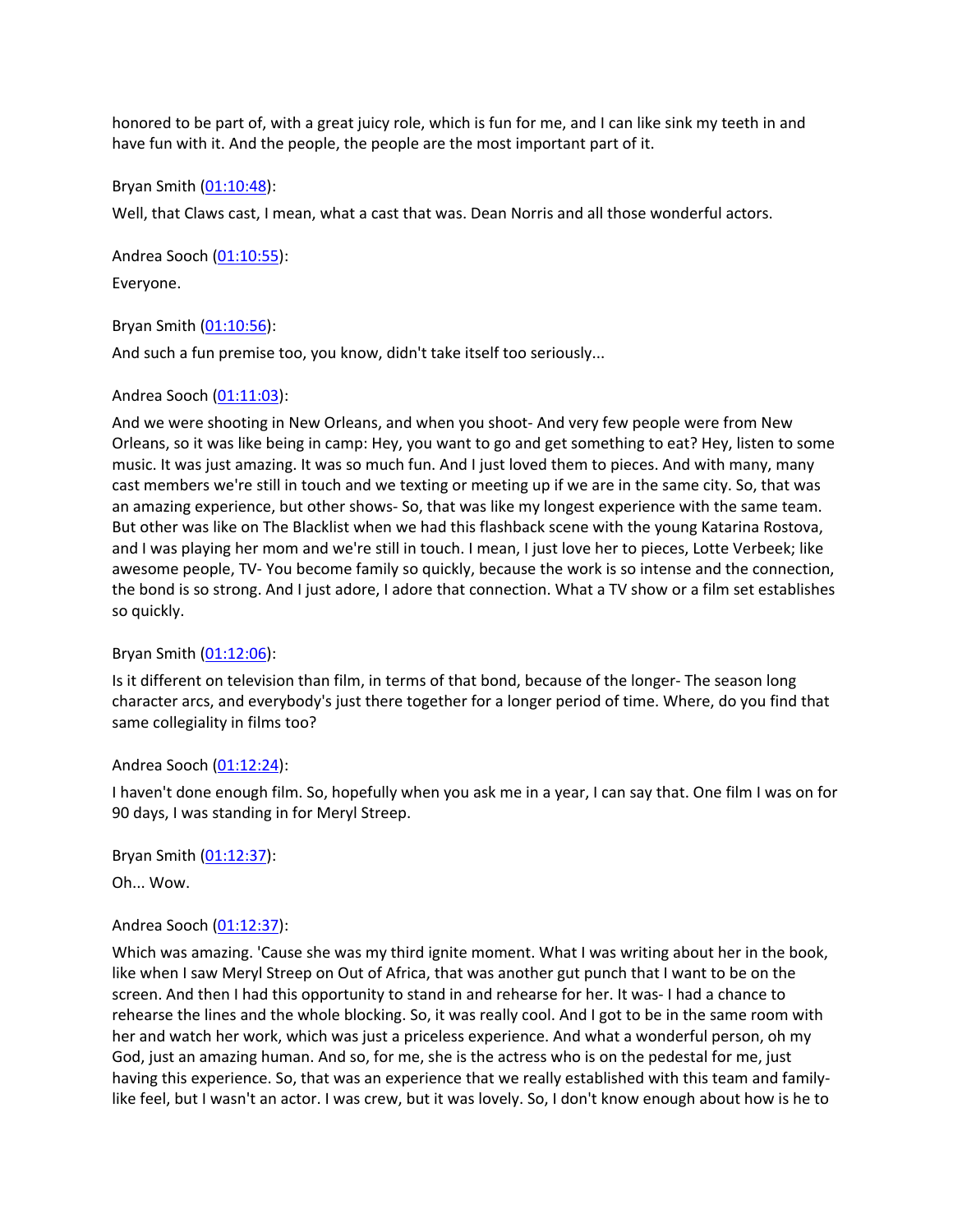honored to be part of, with a great juicy role, which is fun for me, and I can like sink my teeth in and have fun with it. And the people, the people are the most important part of it.

Bryan Smith ([01:10:48](#)):

Well, that Claws cast, I mean, what a cast that was. Dean Norris and all those wonderful actors.

Andrea Sooch ([01:10:55](#)):

Everyone.

Bryan Smith ([01:10:56](#)):

And such a fun premise too, you know, didn't take itself too seriously...

Andrea Sooch ([01:11:03](#)):

And we were shooting in New Orleans, and when you shoot- And very few people were from New Orleans, so it was like being in camp: Hey, you want to go and get something to eat? Hey, listen to some music. It was just amazing. It was so much fun. And I just loved them to pieces. And with many, many cast members we're still in touch and we texting or meeting up if we are in the same city. So, that was an amazing experience, but other shows- So, that was like my longest experience with the same team. But other was like on The Blacklist when we had this flashback scene with the young Katarina Rostova, and I was playing her mom and we're still in touch. I mean, I just love her to pieces, Lotte Verbeek; like awesome people, TV- You become family so quickly, because the work is so intense and the connection, the bond is so strong. And I just adore, I adore that connection. What a TV show or a film set establishes so quickly.

Bryan Smith ([01:12:06](#)):

Is it different on television than film, in terms of that bond, because of the longer- The season long character arcs, and everybody's just there together for a longer period of time. Where, do you find that same collegiality in films too?

Andrea Sooch ([01:12:24](#)):

I haven't done enough film. So, hopefully when you ask me in a year, I can say that. One film I was on for 90 days, I was standing in for Meryl Streep.

Bryan Smith ([01:12:37](#)):

Oh... Wow.

Andrea Sooch ([01:12:37](#)):

Which was amazing. 'Cause she was my third ignite moment. What I was writing about her in the book, like when I saw Meryl Streep on Out of Africa, that was another gut punch that I want to be on the screen. And then I had this opportunity to stand in and rehearse for her. It was- I had a chance to rehearse the lines and the whole blocking. So, it was really cool. And I got to be in the same room with her and watch her work, which was just a priceless experience. And what a wonderful person, oh my God, just an amazing human. And so, for me, she is the actress who is on the pedestal for me, just having this experience. So, that was an experience that we really established with this team and family-like feel, but I wasn't an actor. I was crew, but it was lovely. So, I don't know enough about how is he to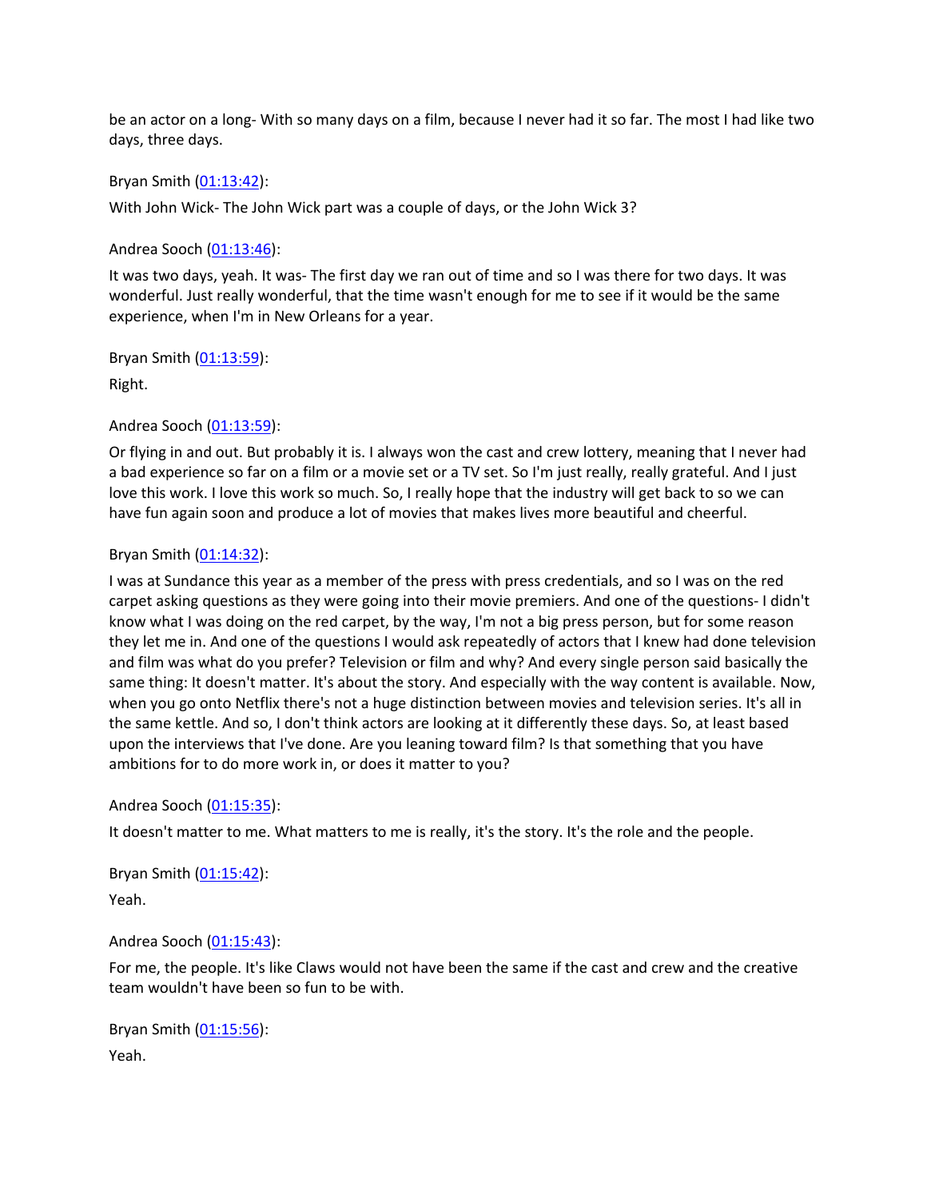be an actor on a long- With so many days on a film, because I never had it so far. The most I had like two days, three days.

Bryan Smith ([01:13:42](https://www.rev.com/transcript-editor/Edit?token=)):

With John Wick- The John Wick part was a couple of days, or the John Wick 3?

Andrea Sooch ([01:13:46](https://www.rev.com/transcript-editor/Edit?token=)):

It was two days, yeah. It was- The first day we ran out of time and so I was there for two days. It was wonderful. Just really wonderful, that the time wasn't enough for me to see if it would be the same experience, when I'm in New Orleans for a year.

Bryan Smith ([01:13:59](https://www.rev.com/transcript-editor/Edit?token=)):

Right.

Andrea Sooch ([01:13:59](https://www.rev.com/transcript-editor/Edit?token=)):

Or flying in and out. But probably it is. I always won the cast and crew lottery, meaning that I never had a bad experience so far on a film or a movie set or a TV set. So I'm just really, really grateful. And I just love this work. I love this work so much. So, I really hope that the industry will get back to so we can have fun again soon and produce a lot of movies that makes lives more beautiful and cheerful.

Bryan Smith ([01:14:32](https://www.rev.com/transcript-editor/Edit?token=)):

I was at Sundance this year as a member of the press with press credentials, and so I was on the red carpet asking questions as they were going into their movie premiers. And one of the questions- I didn't know what I was doing on the red carpet, by the way, I'm not a big press person, but for some reason they let me in. And one of the questions I would ask repeatedly of actors that I knew had done television and film was what do you prefer? Television or film and why? And every single person said basically the same thing: It doesn't matter. It's about the story. And especially with the way content is available. Now, when you go onto Netflix there's not a huge distinction between movies and television series. It's all in the same kettle. And so, I don't think actors are looking at it differently these days. So, at least based upon the interviews that I've done. Are you leaning toward film? Is that something that you have ambitions for to do more work in, or does it matter to you?

Andrea Sooch ([01:15:35](https://www.rev.com/transcript-editor/Edit?token=)):

It doesn't matter to me. What matters to me is really, it's the story. It's the role and the people.

Bryan Smith ([01:15:42](https://www.rev.com/transcript-editor/Edit?token=)):

Yeah.

Andrea Sooch ([01:15:43](https://www.rev.com/transcript-editor/Edit?token=)):

For me, the people. It's like Claws would not have been the same if the cast and crew and the creative team wouldn't have been so fun to be with.

Bryan Smith ([01:15:56](https://www.rev.com/transcript-editor/Edit?token=)):

Yeah.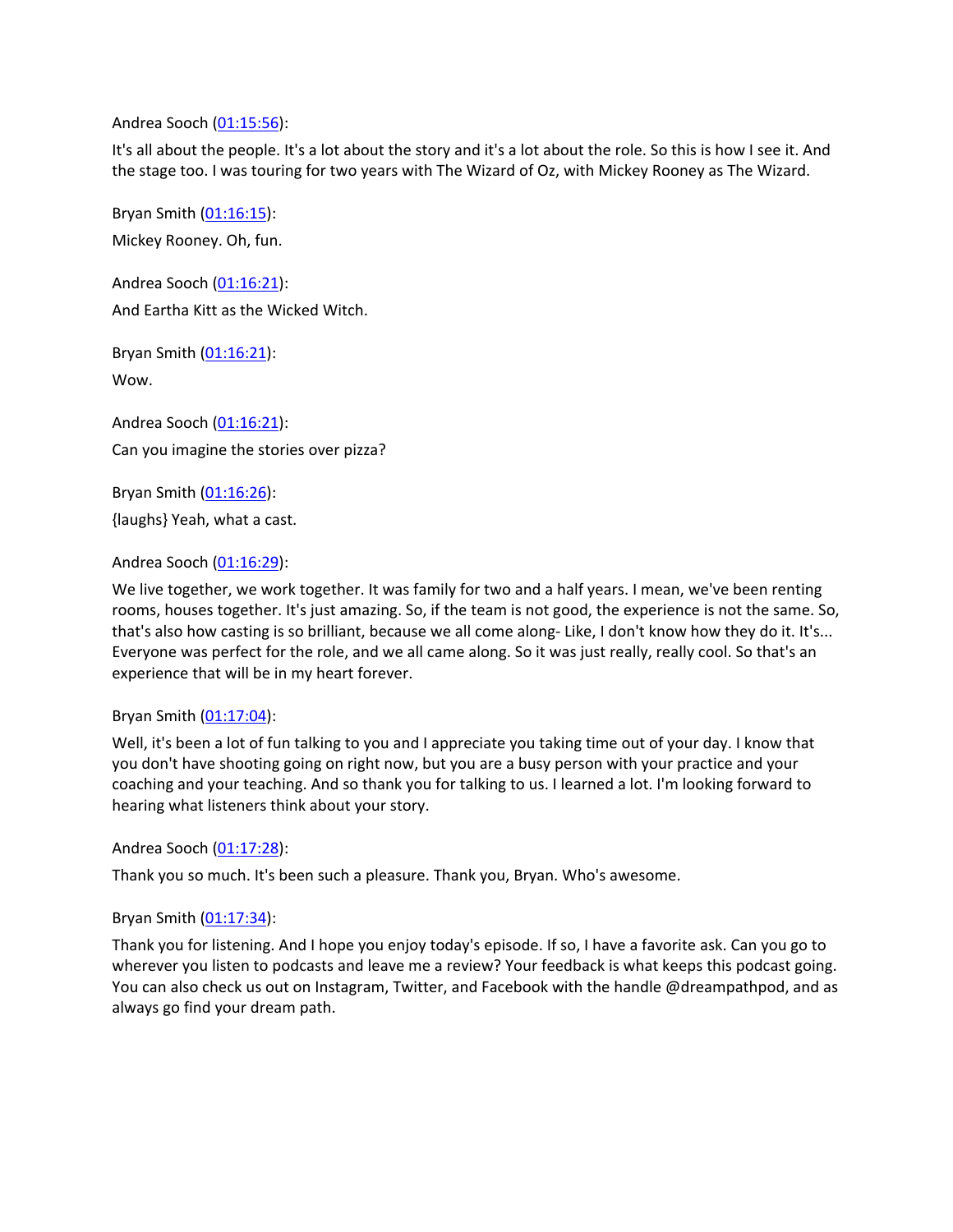Andrea Sooch (01:15:56):

It's all about the people. It's a lot about the story and it's a lot about the role. So this is how I see it. And the stage too. I was touring for two years with The Wizard of Oz, with Mickey Rooney as The Wizard.

Bryan Smith (01:16:15):

Mickey Rooney. Oh, fun.

Andrea Sooch (01:16:21):

And Eartha Kitt as the Wicked Witch.

Bryan Smith (01:16:21):

Wow.

Andrea Sooch (01:16:21):

Can you imagine the stories over pizza?

Bryan Smith (01:16:26):

{laughs} Yeah, what a cast.

Andrea Sooch (01:16:29):

We live together, we work together. It was family for two and a half years. I mean, we've been renting rooms, houses together. It's just amazing. So, if the team is not good, the experience is not the same. So, that's also how casting is so brilliant, because we all come along- Like, I don't know how they do it. It's... Everyone was perfect for the role, and we all came along. So it was just really, really cool. So that's an experience that will be in my heart forever.

Bryan Smith (01:17:04):

Well, it's been a lot of fun talking to you and I appreciate you taking time out of your day. I know that you don't have shooting going on right now, but you are a busy person with your practice and your coaching and your teaching. And so thank you for talking to us. I learned a lot. I'm looking forward to hearing what listeners think about your story.

Andrea Sooch (01:17:28):

Thank you so much. It's been such a pleasure. Thank you, Bryan. Who's awesome.

Bryan Smith (01:17:34):

Thank you for listening. And I hope you enjoy today's episode. If so, I have a favorite ask. Can you go to wherever you listen to podcasts and leave me a review? Your feedback is what keeps this podcast going. You can also check us out on Instagram, Twitter, and Facebook with the handle @dreampathpod, and as always go find your dream path.